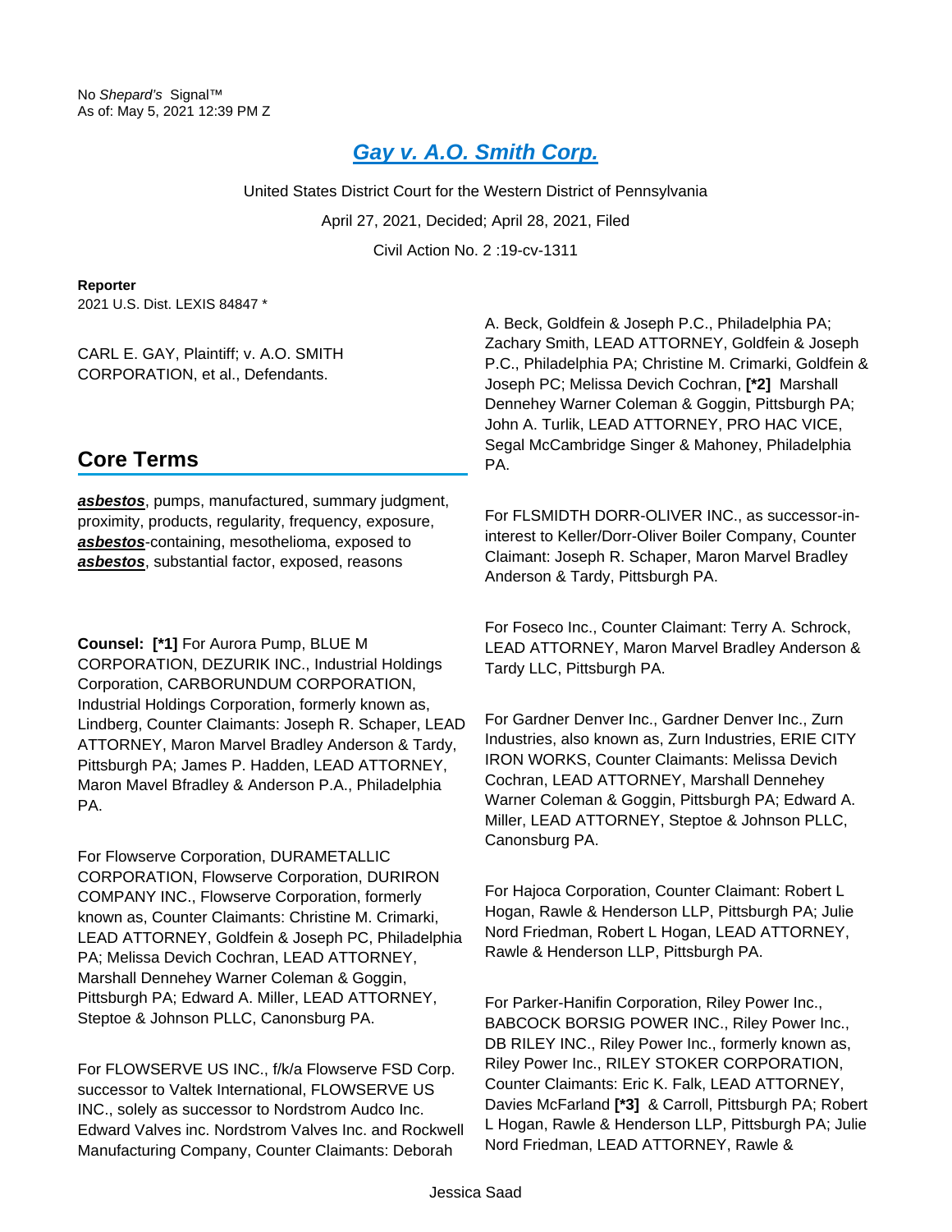No *Shepard's* Signal™
As of: May 5, 2021 12:39 PM Z

# Gay v. A.O. Smith Corp.

United States District Court for the Western District of Pennsylvania

April 27, 2021, Decided; April 28, 2021, Filed

Civil Action No. 2 :19-cv-1311

**Reporter**

2021 U.S. Dist. LEXIS 84847 *

CARL E. GAY, Plaintiff; v. A.O. SMITH CORPORATION, et al., Defendants.

## Core Terms

***asbestos***, pumps, manufactured, summary judgment, proximity, products, regularity, frequency, exposure, ***asbestos***-containing, mesothelioma, exposed to ***asbestos***, substantial factor, exposed, reasons

**Counsel:** **[*1]** For Aurora Pump, BLUE M CORPORATION, DEZURIK INC., Industrial Holdings Corporation, CARBORUNDUM CORPORATION, Industrial Holdings Corporation, formerly known as, Lindberg, Counter Claimants: Joseph R. Schaper, LEAD ATTORNEY, Maron Marvel Bradley Anderson & Tardy, Pittsburgh PA; James P. Hadden, LEAD ATTORNEY, Maron Mavel Bfradley & Anderson P.A., Philadelphia PA.

For Flowserve Corporation, DURAMETALLIC CORPORATION, Flowserve Corporation, DURIRON COMPANY INC., Flowserve Corporation, formerly known as, Counter Claimants: Christine M. Crimarki, LEAD ATTORNEY, Goldfein & Joseph PC, Philadelphia PA; Melissa Devich Cochran, LEAD ATTORNEY, Marshall Dennehey Warner Coleman & Goggin, Pittsburgh PA; Edward A. Miller, LEAD ATTORNEY, Steptoe & Johnson PLLC, Canonsburg PA.

For FLOWSERVE US INC., f/k/a Flowserve FSD Corp. successor to Valtek International, FLOWSERVE US INC., solely as successor to Nordstrom Audco Inc. Edward Valves inc. Nordstrom Valves Inc. and Rockwell Manufacturing Company, Counter Claimants: Deborah A. Beck, Goldfein & Joseph P.C., Philadelphia PA; Zachary Smith, LEAD ATTORNEY, Goldfein & Joseph P.C., Philadelphia PA; Christine M. Crimarki, Goldfein & Joseph PC; Melissa Devich Cochran, **[*2]** Marshall Dennehey Warner Coleman & Goggin, Pittsburgh PA; John A. Turlik, LEAD ATTORNEY, PRO HAC VICE, Segal McCambridge Singer & Mahoney, Philadelphia PA.

For FLSMIDTH DORR-OLIVER INC., as successor-in-interest to Keller/Dorr-Oliver Boiler Company, Counter Claimant: Joseph R. Schaper, Maron Marvel Bradley Anderson & Tardy, Pittsburgh PA.

For Foseco Inc., Counter Claimant: Terry A. Schrock, LEAD ATTORNEY, Maron Marvel Bradley Anderson & Tardy LLC, Pittsburgh PA.

For Gardner Denver Inc., Gardner Denver Inc., Zurn Industries, also known as, Zurn Industries, ERIE CITY IRON WORKS, Counter Claimants: Melissa Devich Cochran, LEAD ATTORNEY, Marshall Dennehey Warner Coleman & Goggin, Pittsburgh PA; Edward A. Miller, LEAD ATTORNEY, Steptoe & Johnson PLLC, Canonsburg PA.

For Hajoca Corporation, Counter Claimant: Robert L Hogan, Rawle & Henderson LLP, Pittsburgh PA; Julie Nord Friedman, Robert L Hogan, LEAD ATTORNEY, Rawle & Henderson LLP, Pittsburgh PA.

For Parker-Hanifin Corporation, Riley Power Inc., BABCOCK BORSIG POWER INC., Riley Power Inc., DB RILEY INC., Riley Power Inc., formerly known as, Riley Power Inc., RILEY STOKER CORPORATION, Counter Claimants: Eric K. Falk, LEAD ATTORNEY, Davies McFarland **[*3]** & Carroll, Pittsburgh PA; Robert L Hogan, Rawle & Henderson LLP, Pittsburgh PA; Julie Nord Friedman, LEAD ATTORNEY, Rawle &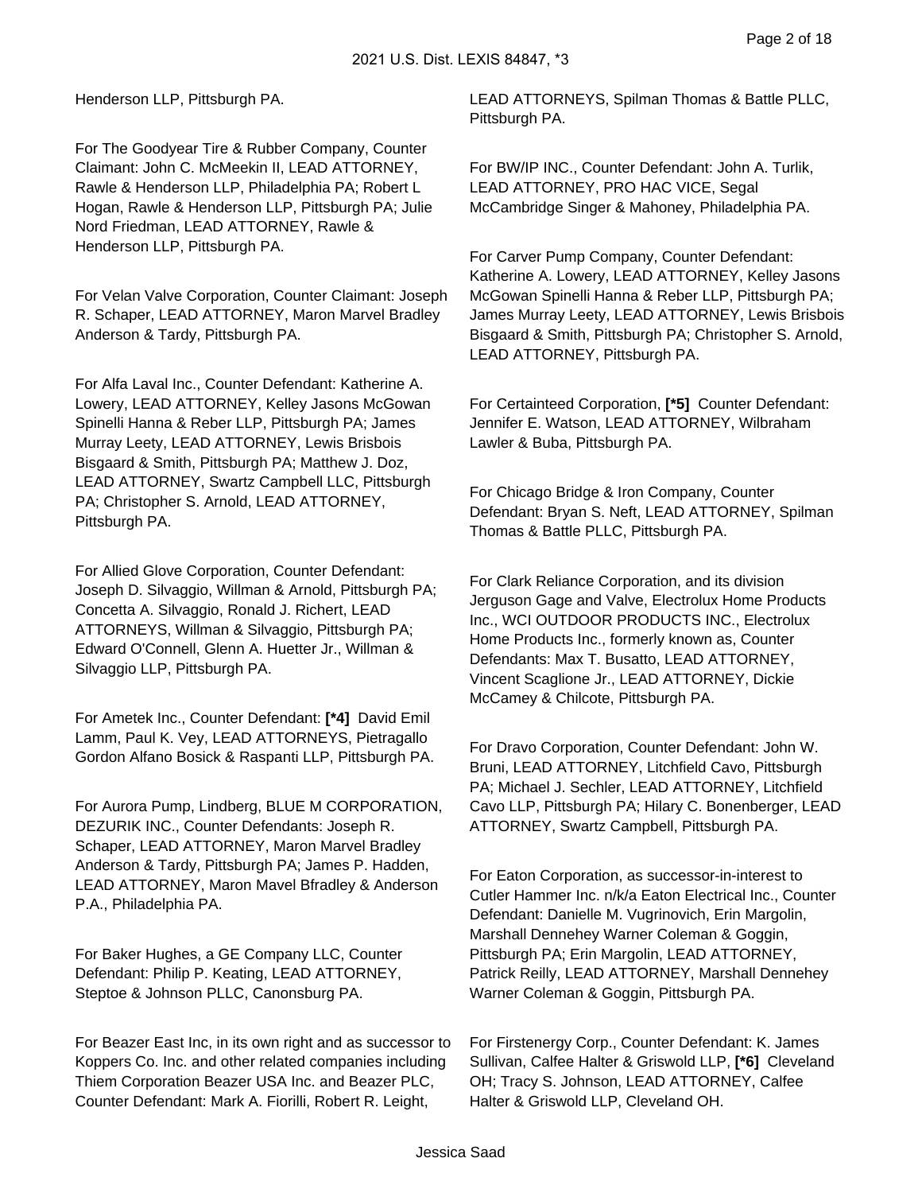Henderson LLP, Pittsburgh PA.

For The Goodyear Tire & Rubber Company, Counter Claimant: John C. McMeekin II, LEAD ATTORNEY, Rawle & Henderson LLP, Philadelphia PA; Robert L Hogan, Rawle & Henderson LLP, Pittsburgh PA; Julie Nord Friedman, LEAD ATTORNEY, Rawle & Henderson LLP, Pittsburgh PA.

For Velan Valve Corporation, Counter Claimant: Joseph R. Schaper, LEAD ATTORNEY, Maron Marvel Bradley Anderson & Tardy, Pittsburgh PA.

For Alfa Laval Inc., Counter Defendant: Katherine A. Lowery, LEAD ATTORNEY, Kelley Jasons McGowan Spinelli Hanna & Reber LLP, Pittsburgh PA; James Murray Leety, LEAD ATTORNEY, Lewis Brisbois Bisgaard & Smith, Pittsburgh PA; Matthew J. Doz, LEAD ATTORNEY, Swartz Campbell LLC, Pittsburgh PA; Christopher S. Arnold, LEAD ATTORNEY, Pittsburgh PA.

For Allied Glove Corporation, Counter Defendant: Joseph D. Silvaggio, Willman & Arnold, Pittsburgh PA; Concetta A. Silvaggio, Ronald J. Richert, LEAD ATTORNEYS, Willman & Silvaggio, Pittsburgh PA; Edward O'Connell, Glenn A. Huetter Jr., Willman & Silvaggio LLP, Pittsburgh PA.

For Ametek Inc., Counter Defendant: **[*4]** David Emil Lamm, Paul K. Vey, LEAD ATTORNEYS, Pietragallo Gordon Alfano Bosick & Raspanti LLP, Pittsburgh PA.

For Aurora Pump, Lindberg, BLUE M CORPORATION, DEZURIK INC., Counter Defendants: Joseph R. Schaper, LEAD ATTORNEY, Maron Marvel Bradley Anderson & Tardy, Pittsburgh PA; James P. Hadden, LEAD ATTORNEY, Maron Mavel Bfradley & Anderson P.A., Philadelphia PA.

For Baker Hughes, a GE Company LLC, Counter Defendant: Philip P. Keating, LEAD ATTORNEY, Steptoe & Johnson PLLC, Canonsburg PA.

For Beazer East Inc, in its own right and as successor to Koppers Co. Inc. and other related companies including Thiem Corporation Beazer USA Inc. and Beazer PLC, Counter Defendant: Mark A. Fiorilli, Robert R. Leight, LEAD ATTORNEYS, Spilman Thomas & Battle PLLC, Pittsburgh PA.

For BW/IP INC., Counter Defendant: John A. Turlik, LEAD ATTORNEY, PRO HAC VICE, Segal McCambridge Singer & Mahoney, Philadelphia PA.

For Carver Pump Company, Counter Defendant: Katherine A. Lowery, LEAD ATTORNEY, Kelley Jasons McGowan Spinelli Hanna & Reber LLP, Pittsburgh PA; James Murray Leety, LEAD ATTORNEY, Lewis Brisbois Bisgaard & Smith, Pittsburgh PA; Christopher S. Arnold, LEAD ATTORNEY, Pittsburgh PA.

For Certainteed Corporation, **[*5]** Counter Defendant: Jennifer E. Watson, LEAD ATTORNEY, Wilbraham Lawler & Buba, Pittsburgh PA.

For Chicago Bridge & Iron Company, Counter Defendant: Bryan S. Neft, LEAD ATTORNEY, Spilman Thomas & Battle PLLC, Pittsburgh PA.

For Clark Reliance Corporation, and its division Jerguson Gage and Valve, Electrolux Home Products Inc., WCI OUTDOOR PRODUCTS INC., Electrolux Home Products Inc., formerly known as, Counter Defendants: Max T. Busatto, LEAD ATTORNEY, Vincent Scaglione Jr., LEAD ATTORNEY, Dickie McCamey & Chilcote, Pittsburgh PA.

For Dravo Corporation, Counter Defendant: John W. Bruni, LEAD ATTORNEY, Litchfield Cavo, Pittsburgh PA; Michael J. Sechler, LEAD ATTORNEY, Litchfield Cavo LLP, Pittsburgh PA; Hilary C. Bonenberger, LEAD ATTORNEY, Swartz Campbell, Pittsburgh PA.

For Eaton Corporation, as successor-in-interest to Cutler Hammer Inc. n/k/a Eaton Electrical Inc., Counter Defendant: Danielle M. Vugrinovich, Erin Margolin, Marshall Dennehey Warner Coleman & Goggin, Pittsburgh PA; Erin Margolin, LEAD ATTORNEY, Patrick Reilly, LEAD ATTORNEY, Marshall Dennehey Warner Coleman & Goggin, Pittsburgh PA.

For Firstenergy Corp., Counter Defendant: K. James Sullivan, Calfee Halter & Griswold LLP, **[*6]** Cleveland OH; Tracy S. Johnson, LEAD ATTORNEY, Calfee Halter & Griswold LLP, Cleveland OH.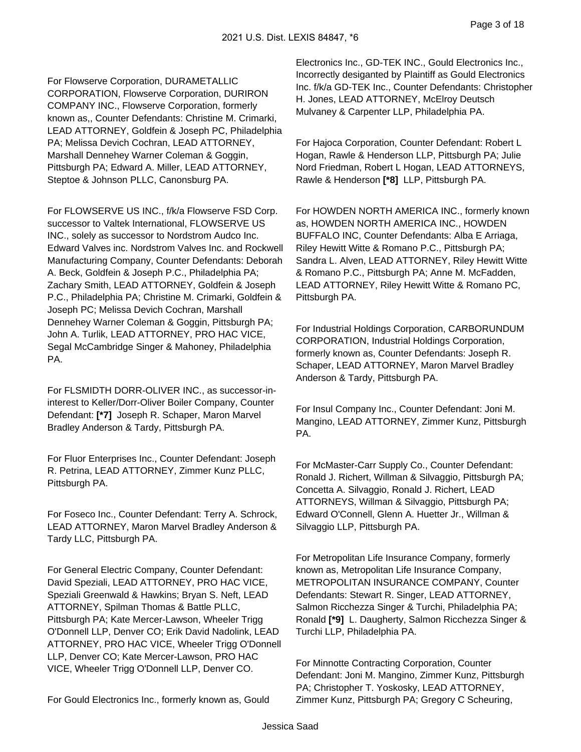For Flowserve Corporation, DURAMETALLIC CORPORATION, Flowserve Corporation, DURIRON COMPANY INC., Flowserve Corporation, formerly known as,, Counter Defendants: Christine M. Crimarki, LEAD ATTORNEY, Goldfein & Joseph PC, Philadelphia PA; Melissa Devich Cochran, LEAD ATTORNEY, Marshall Dennehey Warner Coleman & Goggin, Pittsburgh PA; Edward A. Miller, LEAD ATTORNEY, Steptoe & Johnson PLLC, Canonsburg PA.

For FLOWSERVE US INC., f/k/a Flowserve FSD Corp. successor to Valtek International, FLOWSERVE US INC., solely as successor to Nordstrom Audco Inc. Edward Valves inc. Nordstrom Valves Inc. and Rockwell Manufacturing Company, Counter Defendants: Deborah A. Beck, Goldfein & Joseph P.C., Philadelphia PA; Zachary Smith, LEAD ATTORNEY, Goldfein & Joseph P.C., Philadelphia PA; Christine M. Crimarki, Goldfein & Joseph PC; Melissa Devich Cochran, Marshall Dennehey Warner Coleman & Goggin, Pittsburgh PA; John A. Turlik, LEAD ATTORNEY, PRO HAC VICE, Segal McCambridge Singer & Mahoney, Philadelphia PA.

For FLSMIDTH DORR-OLIVER INC., as successor-in-interest to Keller/Dorr-Oliver Boiler Company, Counter Defendant: **[*7]** Joseph R. Schaper, Maron Marvel Bradley Anderson & Tardy, Pittsburgh PA.

For Fluor Enterprises Inc., Counter Defendant: Joseph R. Petrina, LEAD ATTORNEY, Zimmer Kunz PLLC, Pittsburgh PA.

For Foseco Inc., Counter Defendant: Terry A. Schrock, LEAD ATTORNEY, Maron Marvel Bradley Anderson & Tardy LLC, Pittsburgh PA.

For General Electric Company, Counter Defendant: David Speziali, LEAD ATTORNEY, PRO HAC VICE, Speziali Greenwald & Hawkins; Bryan S. Neft, LEAD ATTORNEY, Spilman Thomas & Battle PLLC, Pittsburgh PA; Kate Mercer-Lawson, Wheeler Trigg O'Donnell LLP, Denver CO; Erik David Nadolink, LEAD ATTORNEY, PRO HAC VICE, Wheeler Trigg O'Donnell LLP, Denver CO; Kate Mercer-Lawson, PRO HAC VICE, Wheeler Trigg O'Donnell LLP, Denver CO.

For Gould Electronics Inc., formerly known as, Gould Electronics Inc., GD-TEK INC., Gould Electronics Inc., Incorrectly desiganted by Plaintiff as Gould Electronics Inc. f/k/a GD-TEK Inc., Counter Defendants: Christopher H. Jones, LEAD ATTORNEY, McElroy Deutsch Mulvaney & Carpenter LLP, Philadelphia PA.

For Hajoca Corporation, Counter Defendant: Robert L Hogan, Rawle & Henderson LLP, Pittsburgh PA; Julie Nord Friedman, Robert L Hogan, LEAD ATTORNEYS, Rawle & Henderson **[*8]** LLP, Pittsburgh PA.

For HOWDEN NORTH AMERICA INC., formerly known as, HOWDEN NORTH AMERICA INC., HOWDEN BUFFALO INC, Counter Defendants: Alba E Arriaga, Riley Hewitt Witte & Romano P.C., Pittsburgh PA; Sandra L. Alven, LEAD ATTORNEY, Riley Hewitt Witte & Romano P.C., Pittsburgh PA; Anne M. McFadden, LEAD ATTORNEY, Riley Hewitt Witte & Romano PC, Pittsburgh PA.

For Industrial Holdings Corporation, CARBORUNDUM CORPORATION, Industrial Holdings Corporation, formerly known as, Counter Defendants: Joseph R. Schaper, LEAD ATTORNEY, Maron Marvel Bradley Anderson & Tardy, Pittsburgh PA.

For Insul Company Inc., Counter Defendant: Joni M. Mangino, LEAD ATTORNEY, Zimmer Kunz, Pittsburgh PA.

For McMaster-Carr Supply Co., Counter Defendant: Ronald J. Richert, Willman & Silvaggio, Pittsburgh PA; Concetta A. Silvaggio, Ronald J. Richert, LEAD ATTORNEYS, Willman & Silvaggio, Pittsburgh PA; Edward O'Connell, Glenn A. Huetter Jr., Willman & Silvaggio LLP, Pittsburgh PA.

For Metropolitan Life Insurance Company, formerly known as, Metropolitan Life Insurance Company, METROPOLITAN INSURANCE COMPANY, Counter Defendants: Stewart R. Singer, LEAD ATTORNEY, Salmon Ricchezza Singer & Turchi, Philadelphia PA; Ronald **[*9]** L. Daugherty, Salmon Ricchezza Singer & Turchi LLP, Philadelphia PA.

For Minnotte Contracting Corporation, Counter Defendant: Joni M. Mangino, Zimmer Kunz, Pittsburgh PA; Christopher T. Yoskosky, LEAD ATTORNEY, Zimmer Kunz, Pittsburgh PA; Gregory C Scheuring,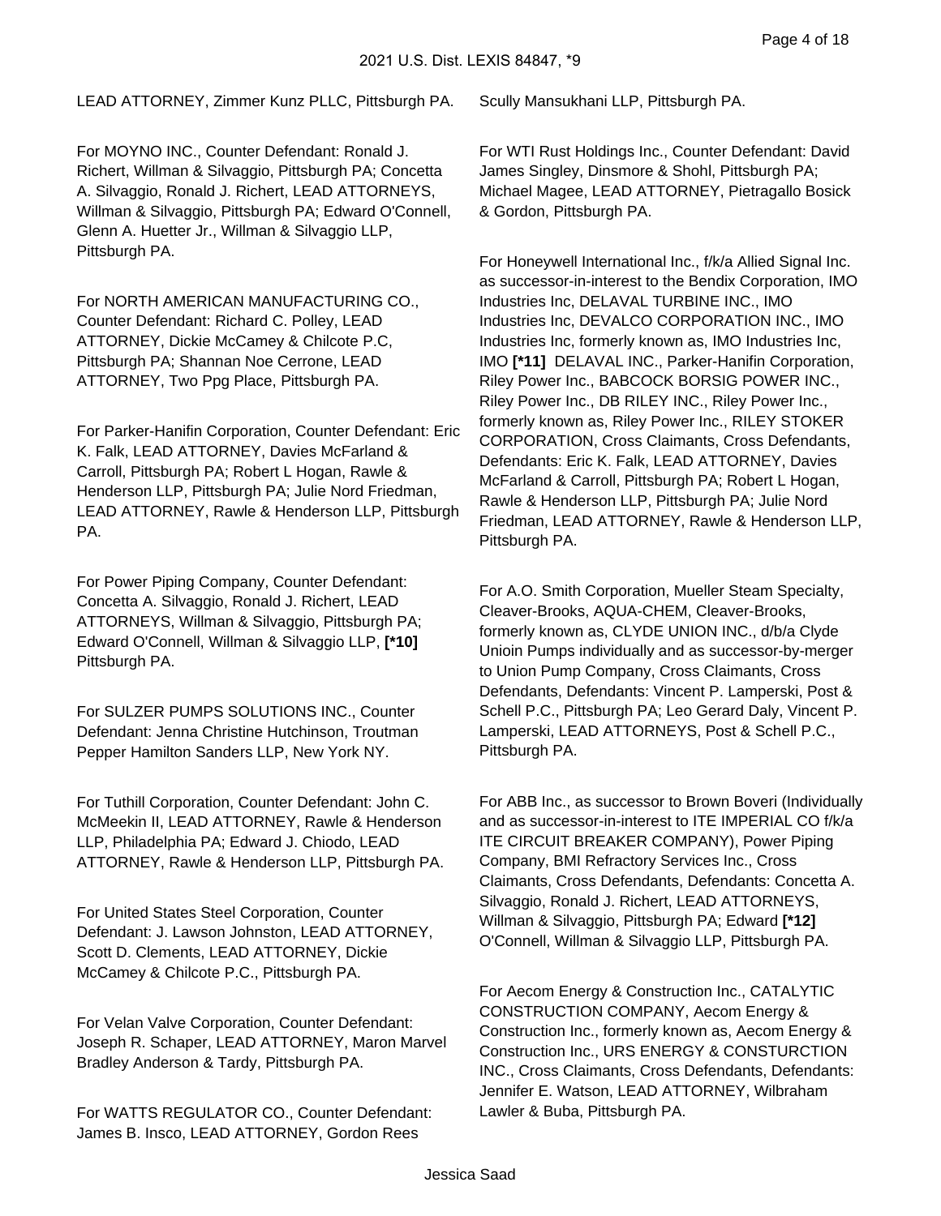LEAD ATTORNEY, Zimmer Kunz PLLC, Pittsburgh PA.

For MOYNO INC., Counter Defendant: Ronald J. Richert, Willman & Silvaggio, Pittsburgh PA; Concetta A. Silvaggio, Ronald J. Richert, LEAD ATTORNEYS, Willman & Silvaggio, Pittsburgh PA; Edward O'Connell, Glenn A. Huetter Jr., Willman & Silvaggio LLP, Pittsburgh PA.

For NORTH AMERICAN MANUFACTURING CO., Counter Defendant: Richard C. Polley, LEAD ATTORNEY, Dickie McCamey & Chilcote P.C, Pittsburgh PA; Shannan Noe Cerrone, LEAD ATTORNEY, Two Ppg Place, Pittsburgh PA.

For Parker-Hanifin Corporation, Counter Defendant: Eric K. Falk, LEAD ATTORNEY, Davies McFarland & Carroll, Pittsburgh PA; Robert L Hogan, Rawle & Henderson LLP, Pittsburgh PA; Julie Nord Friedman, LEAD ATTORNEY, Rawle & Henderson LLP, Pittsburgh PA.

For Power Piping Company, Counter Defendant: Concetta A. Silvaggio, Ronald J. Richert, LEAD ATTORNEYS, Willman & Silvaggio, Pittsburgh PA; Edward O'Connell, Willman & Silvaggio LLP, **[*10]** Pittsburgh PA.

For SULZER PUMPS SOLUTIONS INC., Counter Defendant: Jenna Christine Hutchinson, Troutman Pepper Hamilton Sanders LLP, New York NY.

For Tuthill Corporation, Counter Defendant: John C. McMeekin II, LEAD ATTORNEY, Rawle & Henderson LLP, Philadelphia PA; Edward J. Chiodo, LEAD ATTORNEY, Rawle & Henderson LLP, Pittsburgh PA.

For United States Steel Corporation, Counter Defendant: J. Lawson Johnston, LEAD ATTORNEY, Scott D. Clements, LEAD ATTORNEY, Dickie McCamey & Chilcote P.C., Pittsburgh PA.

For Velan Valve Corporation, Counter Defendant: Joseph R. Schaper, LEAD ATTORNEY, Maron Marvel Bradley Anderson & Tardy, Pittsburgh PA.

For WATTS REGULATOR CO., Counter Defendant: James B. Insco, LEAD ATTORNEY, Gordon Rees Scully Mansukhani LLP, Pittsburgh PA.

For WTI Rust Holdings Inc., Counter Defendant: David James Singley, Dinsmore & Shohl, Pittsburgh PA; Michael Magee, LEAD ATTORNEY, Pietragallo Bosick & Gordon, Pittsburgh PA.

For Honeywell International Inc., f/k/a Allied Signal Inc. as successor-in-interest to the Bendix Corporation, IMO Industries Inc, DELAVAL TURBINE INC., IMO Industries Inc, DEVALCO CORPORATION INC., IMO Industries Inc, formerly known as, IMO Industries Inc, IMO **[*11]** DELAVAL INC., Parker-Hanifin Corporation, Riley Power Inc., BABCOCK BORSIG POWER INC., Riley Power Inc., DB RILEY INC., Riley Power Inc., formerly known as, Riley Power Inc., RILEY STOKER CORPORATION, Cross Claimants, Cross Defendants, Defendants: Eric K. Falk, LEAD ATTORNEY, Davies McFarland & Carroll, Pittsburgh PA; Robert L Hogan, Rawle & Henderson LLP, Pittsburgh PA; Julie Nord Friedman, LEAD ATTORNEY, Rawle & Henderson LLP, Pittsburgh PA.

For A.O. Smith Corporation, Mueller Steam Specialty, Cleaver-Brooks, AQUA-CHEM, Cleaver-Brooks, formerly known as, CLYDE UNION INC., d/b/a Clyde Unioin Pumps individually and as successor-by-merger to Union Pump Company, Cross Claimants, Cross Defendants, Defendants: Vincent P. Lamperski, Post & Schell P.C., Pittsburgh PA; Leo Gerard Daly, Vincent P. Lamperski, LEAD ATTORNEYS, Post & Schell P.C., Pittsburgh PA.

For ABB Inc., as successor to Brown Boveri (Individually and as successor-in-interest to ITE IMPERIAL CO f/k/a ITE CIRCUIT BREAKER COMPANY), Power Piping Company, BMI Refractory Services Inc., Cross Claimants, Cross Defendants, Defendants: Concetta A. Silvaggio, Ronald J. Richert, LEAD ATTORNEYS, Willman & Silvaggio, Pittsburgh PA; Edward **[*12]** O'Connell, Willman & Silvaggio LLP, Pittsburgh PA.

For Aecom Energy & Construction Inc., CATALYTIC CONSTRUCTION COMPANY, Aecom Energy & Construction Inc., formerly known as, Aecom Energy & Construction Inc., URS ENERGY & CONSTURCTION INC., Cross Claimants, Cross Defendants, Defendants: Jennifer E. Watson, LEAD ATTORNEY, Wilbraham Lawler & Buba, Pittsburgh PA.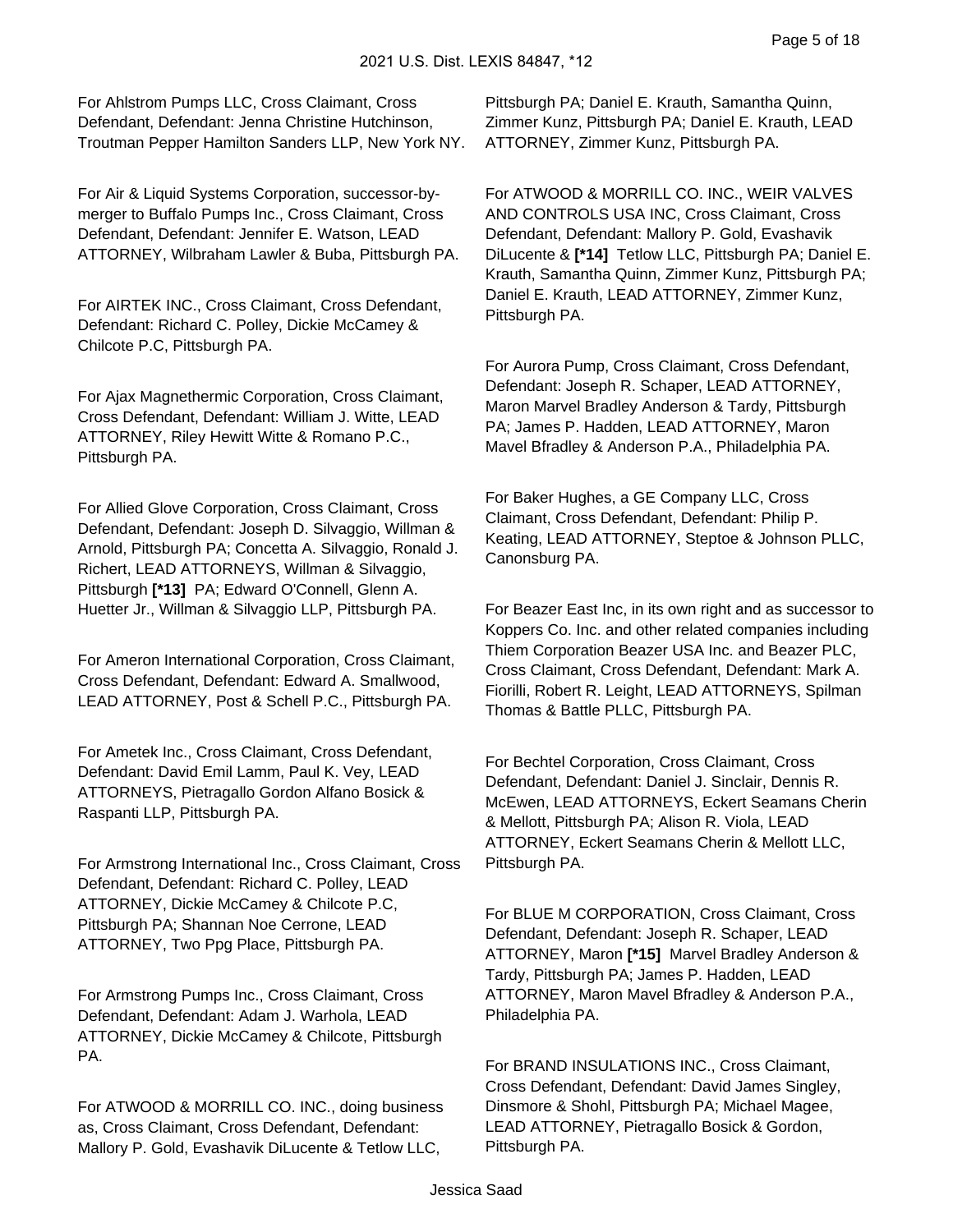For Ahlstrom Pumps LLC, Cross Claimant, Cross Defendant, Defendant: Jenna Christine Hutchinson, Troutman Pepper Hamilton Sanders LLP, New York NY.

For Air & Liquid Systems Corporation, successor-by-merger to Buffalo Pumps Inc., Cross Claimant, Cross Defendant, Defendant: Jennifer E. Watson, LEAD ATTORNEY, Wilbraham Lawler & Buba, Pittsburgh PA.

For AIRTEK INC., Cross Claimant, Cross Defendant, Defendant: Richard C. Polley, Dickie McCamey & Chilcote P.C, Pittsburgh PA.

For Ajax Magnethermic Corporation, Cross Claimant, Cross Defendant, Defendant: William J. Witte, LEAD ATTORNEY, Riley Hewitt Witte & Romano P.C., Pittsburgh PA.

For Allied Glove Corporation, Cross Claimant, Cross Defendant, Defendant: Joseph D. Silvaggio, Willman & Arnold, Pittsburgh PA; Concetta A. Silvaggio, Ronald J. Richert, LEAD ATTORNEYS, Willman & Silvaggio, Pittsburgh **[*13]** PA; Edward O'Connell, Glenn A. Huetter Jr., Willman & Silvaggio LLP, Pittsburgh PA.

For Ameron International Corporation, Cross Claimant, Cross Defendant, Defendant: Edward A. Smallwood, LEAD ATTORNEY, Post & Schell P.C., Pittsburgh PA.

For Ametek Inc., Cross Claimant, Cross Defendant, Defendant: David Emil Lamm, Paul K. Vey, LEAD ATTORNEYS, Pietragallo Gordon Alfano Bosick & Raspanti LLP, Pittsburgh PA.

For Armstrong International Inc., Cross Claimant, Cross Defendant, Defendant: Richard C. Polley, LEAD ATTORNEY, Dickie McCamey & Chilcote P.C, Pittsburgh PA; Shannan Noe Cerrone, LEAD ATTORNEY, Two Ppg Place, Pittsburgh PA.

For Armstrong Pumps Inc., Cross Claimant, Cross Defendant, Defendant: Adam J. Warhola, LEAD ATTORNEY, Dickie McCamey & Chilcote, Pittsburgh PA.

For ATWOOD & MORRILL CO. INC., doing business as, Cross Claimant, Cross Defendant, Defendant: Mallory P. Gold, Evashavik DiLucente & Tetlow LLC, Pittsburgh PA; Daniel E. Krauth, Samantha Quinn, Zimmer Kunz, Pittsburgh PA; Daniel E. Krauth, LEAD ATTORNEY, Zimmer Kunz, Pittsburgh PA.

For ATWOOD & MORRILL CO. INC., WEIR VALVES AND CONTROLS USA INC, Cross Claimant, Cross Defendant, Defendant: Mallory P. Gold, Evashavik DiLucente & **[*14]** Tetlow LLC, Pittsburgh PA; Daniel E. Krauth, Samantha Quinn, Zimmer Kunz, Pittsburgh PA; Daniel E. Krauth, LEAD ATTORNEY, Zimmer Kunz, Pittsburgh PA.

For Aurora Pump, Cross Claimant, Cross Defendant, Defendant: Joseph R. Schaper, LEAD ATTORNEY, Maron Marvel Bradley Anderson & Tardy, Pittsburgh PA; James P. Hadden, LEAD ATTORNEY, Maron Mavel Bfradley & Anderson P.A., Philadelphia PA.

For Baker Hughes, a GE Company LLC, Cross Claimant, Cross Defendant, Defendant: Philip P. Keating, LEAD ATTORNEY, Steptoe & Johnson PLLC, Canonsburg PA.

For Beazer East Inc, in its own right and as successor to Koppers Co. Inc. and other related companies including Thiem Corporation Beazer USA Inc. and Beazer PLC, Cross Claimant, Cross Defendant, Defendant: Mark A. Fiorilli, Robert R. Leight, LEAD ATTORNEYS, Spilman Thomas & Battle PLLC, Pittsburgh PA.

For Bechtel Corporation, Cross Claimant, Cross Defendant, Defendant: Daniel J. Sinclair, Dennis R. McEwen, LEAD ATTORNEYS, Eckert Seamans Cherin & Mellott, Pittsburgh PA; Alison R. Viola, LEAD ATTORNEY, Eckert Seamans Cherin & Mellott LLC, Pittsburgh PA.

For BLUE M CORPORATION, Cross Claimant, Cross Defendant, Defendant: Joseph R. Schaper, LEAD ATTORNEY, Maron **[*15]** Marvel Bradley Anderson & Tardy, Pittsburgh PA; James P. Hadden, LEAD ATTORNEY, Maron Mavel Bfradley & Anderson P.A., Philadelphia PA.

For BRAND INSULATIONS INC., Cross Claimant, Cross Defendant, Defendant: David James Singley, Dinsmore & Shohl, Pittsburgh PA; Michael Magee, LEAD ATTORNEY, Pietragallo Bosick & Gordon, Pittsburgh PA.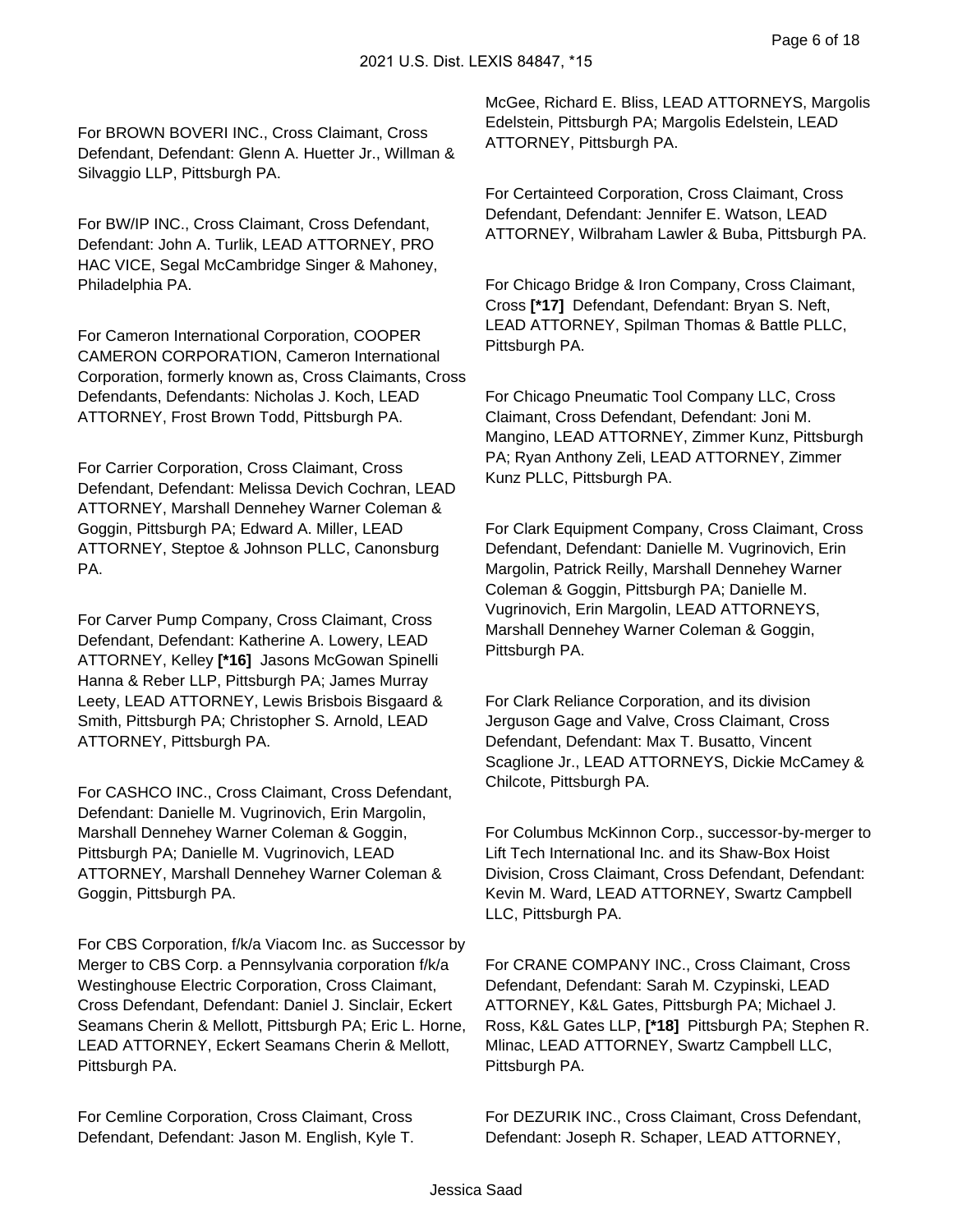For BROWN BOVERI INC., Cross Claimant, Cross Defendant, Defendant: Glenn A. Huetter Jr., Willman & Silvaggio LLP, Pittsburgh PA.

For BW/IP INC., Cross Claimant, Cross Defendant, Defendant: John A. Turlik, LEAD ATTORNEY, PRO HAC VICE, Segal McCambridge Singer & Mahoney, Philadelphia PA.

For Cameron International Corporation, COOPER CAMERON CORPORATION, Cameron International Corporation, formerly known as, Cross Claimants, Cross Defendants, Defendants: Nicholas J. Koch, LEAD ATTORNEY, Frost Brown Todd, Pittsburgh PA.

For Carrier Corporation, Cross Claimant, Cross Defendant, Defendant: Melissa Devich Cochran, LEAD ATTORNEY, Marshall Dennehey Warner Coleman & Goggin, Pittsburgh PA; Edward A. Miller, LEAD ATTORNEY, Steptoe & Johnson PLLC, Canonsburg PA.

For Carver Pump Company, Cross Claimant, Cross Defendant, Defendant: Katherine A. Lowery, LEAD ATTORNEY, Kelley **[*16]** Jasons McGowan Spinelli Hanna & Reber LLP, Pittsburgh PA; James Murray Leety, LEAD ATTORNEY, Lewis Brisbois Bisgaard & Smith, Pittsburgh PA; Christopher S. Arnold, LEAD ATTORNEY, Pittsburgh PA.

For CASHCO INC., Cross Claimant, Cross Defendant, Defendant: Danielle M. Vugrinovich, Erin Margolin, Marshall Dennehey Warner Coleman & Goggin, Pittsburgh PA; Danielle M. Vugrinovich, LEAD ATTORNEY, Marshall Dennehey Warner Coleman & Goggin, Pittsburgh PA.

For CBS Corporation, f/k/a Viacom Inc. as Successor by Merger to CBS Corp. a Pennsylvania corporation f/k/a Westinghouse Electric Corporation, Cross Claimant, Cross Defendant, Defendant: Daniel J. Sinclair, Eckert Seamans Cherin & Mellott, Pittsburgh PA; Eric L. Horne, LEAD ATTORNEY, Eckert Seamans Cherin & Mellott, Pittsburgh PA.

For Cemline Corporation, Cross Claimant, Cross Defendant, Defendant: Jason M. English, Kyle T. McGee, Richard E. Bliss, LEAD ATTORNEYS, Margolis Edelstein, Pittsburgh PA; Margolis Edelstein, LEAD ATTORNEY, Pittsburgh PA.

For Certainteed Corporation, Cross Claimant, Cross Defendant, Defendant: Jennifer E. Watson, LEAD ATTORNEY, Wilbraham Lawler & Buba, Pittsburgh PA.

For Chicago Bridge & Iron Company, Cross Claimant, Cross **[*17]** Defendant, Defendant: Bryan S. Neft, LEAD ATTORNEY, Spilman Thomas & Battle PLLC, Pittsburgh PA.

For Chicago Pneumatic Tool Company LLC, Cross Claimant, Cross Defendant, Defendant: Joni M. Mangino, LEAD ATTORNEY, Zimmer Kunz, Pittsburgh PA; Ryan Anthony Zeli, LEAD ATTORNEY, Zimmer Kunz PLLC, Pittsburgh PA.

For Clark Equipment Company, Cross Claimant, Cross Defendant, Defendant: Danielle M. Vugrinovich, Erin Margolin, Patrick Reilly, Marshall Dennehey Warner Coleman & Goggin, Pittsburgh PA; Danielle M. Vugrinovich, Erin Margolin, LEAD ATTORNEYS, Marshall Dennehey Warner Coleman & Goggin, Pittsburgh PA.

For Clark Reliance Corporation, and its division Jerguson Gage and Valve, Cross Claimant, Cross Defendant, Defendant: Max T. Busatto, Vincent Scaglione Jr., LEAD ATTORNEYS, Dickie McCamey & Chilcote, Pittsburgh PA.

For Columbus McKinnon Corp., successor-by-merger to Lift Tech International Inc. and its Shaw-Box Hoist Division, Cross Claimant, Cross Defendant, Defendant: Kevin M. Ward, LEAD ATTORNEY, Swartz Campbell LLC, Pittsburgh PA.

For CRANE COMPANY INC., Cross Claimant, Cross Defendant, Defendant: Sarah M. Czypinski, LEAD ATTORNEY, K&L Gates, Pittsburgh PA; Michael J. Ross, K&L Gates LLP, **[*18]** Pittsburgh PA; Stephen R. Mlinac, LEAD ATTORNEY, Swartz Campbell LLC, Pittsburgh PA.

For DEZURIK INC., Cross Claimant, Cross Defendant, Defendant: Joseph R. Schaper, LEAD ATTORNEY,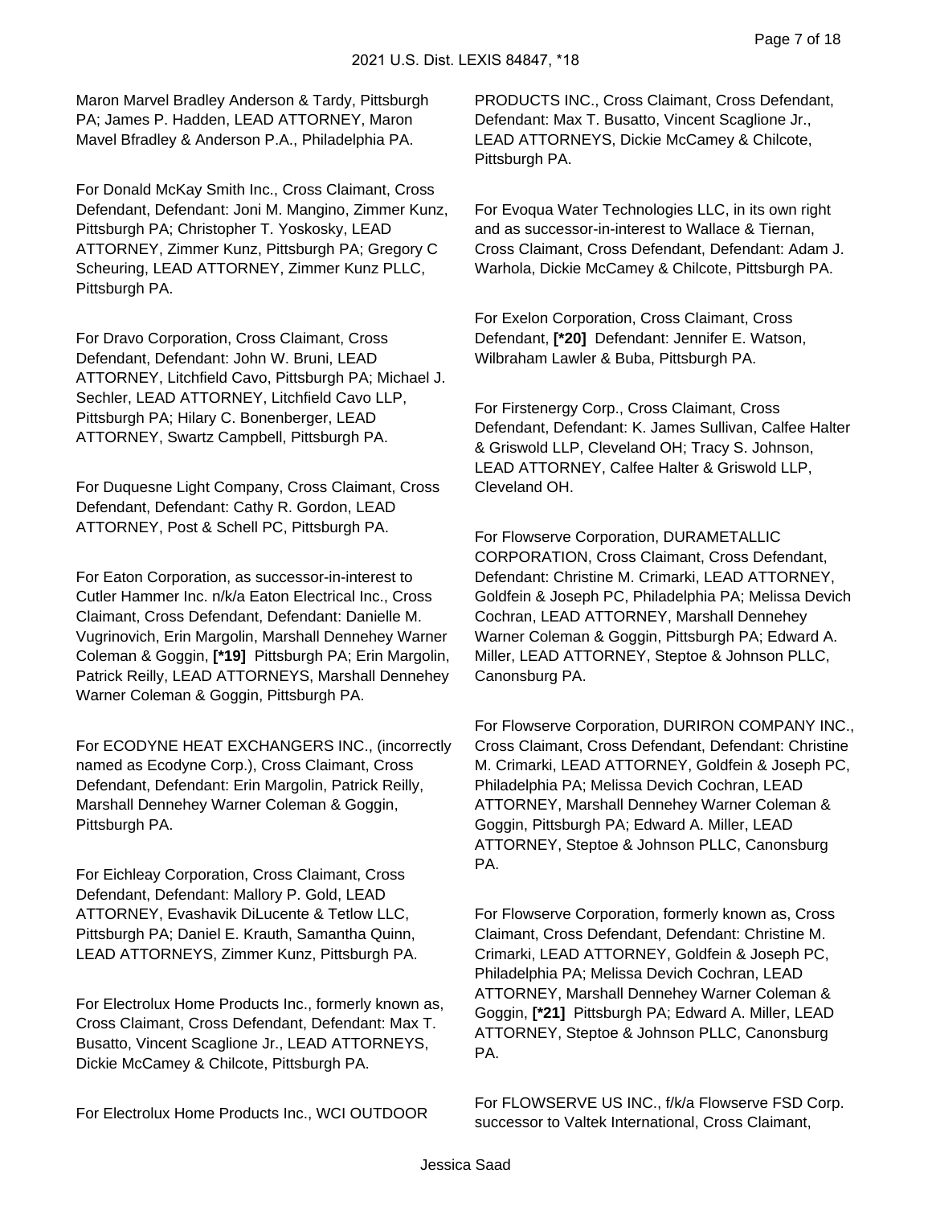Maron Marvel Bradley Anderson & Tardy, Pittsburgh PA; James P. Hadden, LEAD ATTORNEY, Maron Mavel Bfradley & Anderson P.A., Philadelphia PA.

For Donald McKay Smith Inc., Cross Claimant, Cross Defendant, Defendant: Joni M. Mangino, Zimmer Kunz, Pittsburgh PA; Christopher T. Yoskosky, LEAD ATTORNEY, Zimmer Kunz, Pittsburgh PA; Gregory C Scheuring, LEAD ATTORNEY, Zimmer Kunz PLLC, Pittsburgh PA.

For Dravo Corporation, Cross Claimant, Cross Defendant, Defendant: John W. Bruni, LEAD ATTORNEY, Litchfield Cavo, Pittsburgh PA; Michael J. Sechler, LEAD ATTORNEY, Litchfield Cavo LLP, Pittsburgh PA; Hilary C. Bonenberger, LEAD ATTORNEY, Swartz Campbell, Pittsburgh PA.

For Duquesne Light Company, Cross Claimant, Cross Defendant, Defendant: Cathy R. Gordon, LEAD ATTORNEY, Post & Schell PC, Pittsburgh PA.

For Eaton Corporation, as successor-in-interest to Cutler Hammer Inc. n/k/a Eaton Electrical Inc., Cross Claimant, Cross Defendant, Defendant: Danielle M. Vugrinovich, Erin Margolin, Marshall Dennehey Warner Coleman & Goggin, **[\*19]** Pittsburgh PA; Erin Margolin, Patrick Reilly, LEAD ATTORNEYS, Marshall Dennehey Warner Coleman & Goggin, Pittsburgh PA.

For ECODYNE HEAT EXCHANGERS INC., (incorrectly named as Ecodyne Corp.), Cross Claimant, Cross Defendant, Defendant: Erin Margolin, Patrick Reilly, Marshall Dennehey Warner Coleman & Goggin, Pittsburgh PA.

For Eichleay Corporation, Cross Claimant, Cross Defendant, Defendant: Mallory P. Gold, LEAD ATTORNEY, Evashavik DiLucente & Tetlow LLC, Pittsburgh PA; Daniel E. Krauth, Samantha Quinn, LEAD ATTORNEYS, Zimmer Kunz, Pittsburgh PA.

For Electrolux Home Products Inc., formerly known as, Cross Claimant, Cross Defendant, Defendant: Max T. Busatto, Vincent Scaglione Jr., LEAD ATTORNEYS, Dickie McCamey & Chilcote, Pittsburgh PA.

For Electrolux Home Products Inc., WCI OUTDOOR PRODUCTS INC., Cross Claimant, Cross Defendant, Defendant: Max T. Busatto, Vincent Scaglione Jr., LEAD ATTORNEYS, Dickie McCamey & Chilcote, Pittsburgh PA.

For Evoqua Water Technologies LLC, in its own right and as successor-in-interest to Wallace & Tiernan, Cross Claimant, Cross Defendant, Defendant: Adam J. Warhola, Dickie McCamey & Chilcote, Pittsburgh PA.

For Exelon Corporation, Cross Claimant, Cross Defendant, **[\*20]** Defendant: Jennifer E. Watson, Wilbraham Lawler & Buba, Pittsburgh PA.

For Firstenergy Corp., Cross Claimant, Cross Defendant, Defendant: K. James Sullivan, Calfee Halter & Griswold LLP, Cleveland OH; Tracy S. Johnson, LEAD ATTORNEY, Calfee Halter & Griswold LLP, Cleveland OH.

For Flowserve Corporation, DURAMETALLIC CORPORATION, Cross Claimant, Cross Defendant, Defendant: Christine M. Crimarki, LEAD ATTORNEY, Goldfein & Joseph PC, Philadelphia PA; Melissa Devich Cochran, LEAD ATTORNEY, Marshall Dennehey Warner Coleman & Goggin, Pittsburgh PA; Edward A. Miller, LEAD ATTORNEY, Steptoe & Johnson PLLC, Canonsburg PA.

For Flowserve Corporation, DURIRON COMPANY INC., Cross Claimant, Cross Defendant, Defendant: Christine M. Crimarki, LEAD ATTORNEY, Goldfein & Joseph PC, Philadelphia PA; Melissa Devich Cochran, LEAD ATTORNEY, Marshall Dennehey Warner Coleman & Goggin, Pittsburgh PA; Edward A. Miller, LEAD ATTORNEY, Steptoe & Johnson PLLC, Canonsburg PA.

For Flowserve Corporation, formerly known as, Cross Claimant, Cross Defendant, Defendant: Christine M. Crimarki, LEAD ATTORNEY, Goldfein & Joseph PC, Philadelphia PA; Melissa Devich Cochran, LEAD ATTORNEY, Marshall Dennehey Warner Coleman & Goggin, **[\*21]** Pittsburgh PA; Edward A. Miller, LEAD ATTORNEY, Steptoe & Johnson PLLC, Canonsburg PA.

For FLOWSERVE US INC., f/k/a Flowserve FSD Corp. successor to Valtek International, Cross Claimant,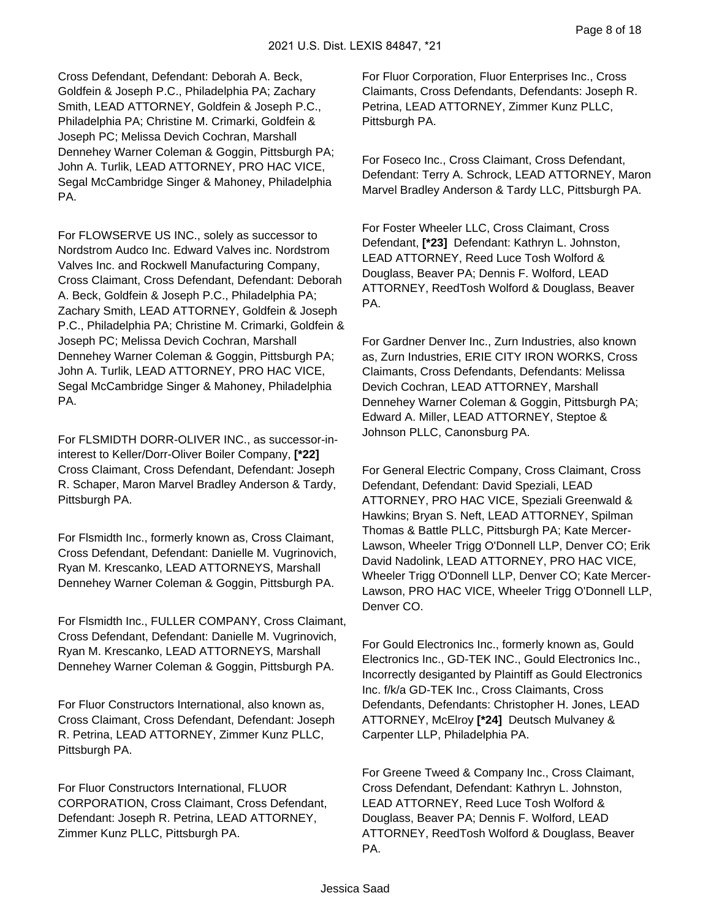Cross Defendant, Defendant: Deborah A. Beck, Goldfein & Joseph P.C., Philadelphia PA; Zachary Smith, LEAD ATTORNEY, Goldfein & Joseph P.C., Philadelphia PA; Christine M. Crimarki, Goldfein & Joseph PC; Melissa Devich Cochran, Marshall Dennehey Warner Coleman & Goggin, Pittsburgh PA; John A. Turlik, LEAD ATTORNEY, PRO HAC VICE, Segal McCambridge Singer & Mahoney, Philadelphia PA.

For FLOWSERVE US INC., solely as successor to Nordstrom Audco Inc. Edward Valves inc. Nordstrom Valves Inc. and Rockwell Manufacturing Company, Cross Claimant, Cross Defendant, Defendant: Deborah A. Beck, Goldfein & Joseph P.C., Philadelphia PA; Zachary Smith, LEAD ATTORNEY, Goldfein & Joseph P.C., Philadelphia PA; Christine M. Crimarki, Goldfein & Joseph PC; Melissa Devich Cochran, Marshall Dennehey Warner Coleman & Goggin, Pittsburgh PA; John A. Turlik, LEAD ATTORNEY, PRO HAC VICE, Segal McCambridge Singer & Mahoney, Philadelphia PA.

For FLSMIDTH DORR-OLIVER INC., as successor-in-interest to Keller/Dorr-Oliver Boiler Company, **[*22]** Cross Claimant, Cross Defendant, Defendant: Joseph R. Schaper, Maron Marvel Bradley Anderson & Tardy, Pittsburgh PA.

For Flsmidth Inc., formerly known as, Cross Claimant, Cross Defendant, Defendant: Danielle M. Vugrinovich, Ryan M. Krescanko, LEAD ATTORNEYS, Marshall Dennehey Warner Coleman & Goggin, Pittsburgh PA.

For Flsmidth Inc., FULLER COMPANY, Cross Claimant, Cross Defendant, Defendant: Danielle M. Vugrinovich, Ryan M. Krescanko, LEAD ATTORNEYS, Marshall Dennehey Warner Coleman & Goggin, Pittsburgh PA.

For Fluor Constructors International, also known as, Cross Claimant, Cross Defendant, Defendant: Joseph R. Petrina, LEAD ATTORNEY, Zimmer Kunz PLLC, Pittsburgh PA.

For Fluor Constructors International, FLUOR CORPORATION, Cross Claimant, Cross Defendant, Defendant: Joseph R. Petrina, LEAD ATTORNEY, Zimmer Kunz PLLC, Pittsburgh PA.

For Fluor Corporation, Fluor Enterprises Inc., Cross Claimants, Cross Defendants, Defendants: Joseph R. Petrina, LEAD ATTORNEY, Zimmer Kunz PLLC, Pittsburgh PA.

For Foseco Inc., Cross Claimant, Cross Defendant, Defendant: Terry A. Schrock, LEAD ATTORNEY, Maron Marvel Bradley Anderson & Tardy LLC, Pittsburgh PA.

For Foster Wheeler LLC, Cross Claimant, Cross Defendant, **[*23]** Defendant: Kathryn L. Johnston, LEAD ATTORNEY, Reed Luce Tosh Wolford & Douglass, Beaver PA; Dennis F. Wolford, LEAD ATTORNEY, ReedTosh Wolford & Douglass, Beaver PA.

For Gardner Denver Inc., Zurn Industries, also known as, Zurn Industries, ERIE CITY IRON WORKS, Cross Claimants, Cross Defendants, Defendants: Melissa Devich Cochran, LEAD ATTORNEY, Marshall Dennehey Warner Coleman & Goggin, Pittsburgh PA; Edward A. Miller, LEAD ATTORNEY, Steptoe & Johnson PLLC, Canonsburg PA.

For General Electric Company, Cross Claimant, Cross Defendant, Defendant: David Speziali, LEAD ATTORNEY, PRO HAC VICE, Speziali Greenwald & Hawkins; Bryan S. Neft, LEAD ATTORNEY, Spilman Thomas & Battle PLLC, Pittsburgh PA; Kate Mercer-Lawson, Wheeler Trigg O'Donnell LLP, Denver CO; Erik David Nadolink, LEAD ATTORNEY, PRO HAC VICE, Wheeler Trigg O'Donnell LLP, Denver CO; Kate Mercer-Lawson, PRO HAC VICE, Wheeler Trigg O'Donnell LLP, Denver CO.

For Gould Electronics Inc., formerly known as, Gould Electronics Inc., GD-TEK INC., Gould Electronics Inc., Incorrectly desiganted by Plaintiff as Gould Electronics Inc. f/k/a GD-TEK Inc., Cross Claimants, Cross Defendants, Defendants: Christopher H. Jones, LEAD ATTORNEY, McElroy **[*24]** Deutsch Mulvaney & Carpenter LLP, Philadelphia PA.

For Greene Tweed & Company Inc., Cross Claimant, Cross Defendant, Defendant: Kathryn L. Johnston, LEAD ATTORNEY, Reed Luce Tosh Wolford & Douglass, Beaver PA; Dennis F. Wolford, LEAD ATTORNEY, ReedTosh Wolford & Douglass, Beaver PA.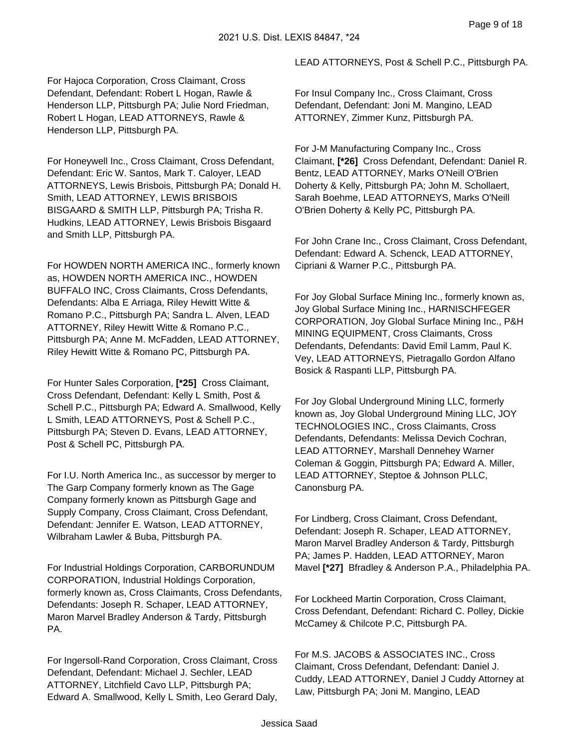For Hajoca Corporation, Cross Claimant, Cross Defendant, Defendant: Robert L Hogan, Rawle & Henderson LLP, Pittsburgh PA; Julie Nord Friedman, Robert L Hogan, LEAD ATTORNEYS, Rawle & Henderson LLP, Pittsburgh PA.

For Honeywell Inc., Cross Claimant, Cross Defendant, Defendant: Eric W. Santos, Mark T. Caloyer, LEAD ATTORNEYS, Lewis Brisbois, Pittsburgh PA; Donald H. Smith, LEAD ATTORNEY, LEWIS BRISBOIS BISGAARD & SMITH LLP, Pittsburgh PA; Trisha R. Hudkins, LEAD ATTORNEY, Lewis Brisbois Bisgaard and Smith LLP, Pittsburgh PA.

For HOWDEN NORTH AMERICA INC., formerly known as, HOWDEN NORTH AMERICA INC., HOWDEN BUFFALO INC, Cross Claimants, Cross Defendants, Defendants: Alba E Arriaga, Riley Hewitt Witte & Romano P.C., Pittsburgh PA; Sandra L. Alven, LEAD ATTORNEY, Riley Hewitt Witte & Romano P.C., Pittsburgh PA; Anne M. McFadden, LEAD ATTORNEY, Riley Hewitt Witte & Romano PC, Pittsburgh PA.

For Hunter Sales Corporation, **[*25]** Cross Claimant, Cross Defendant, Defendant: Kelly L Smith, Post & Schell P.C., Pittsburgh PA; Edward A. Smallwood, Kelly L Smith, LEAD ATTORNEYS, Post & Schell P.C., Pittsburgh PA; Steven D. Evans, LEAD ATTORNEY, Post & Schell PC, Pittsburgh PA.

For I.U. North America Inc., as successor by merger to The Garp Company formerly known as The Gage Company formerly known as Pittsburgh Gage and Supply Company, Cross Claimant, Cross Defendant, Defendant: Jennifer E. Watson, LEAD ATTORNEY, Wilbraham Lawler & Buba, Pittsburgh PA.

For Industrial Holdings Corporation, CARBORUNDUM CORPORATION, Industrial Holdings Corporation, formerly known as, Cross Claimants, Cross Defendants, Defendants: Joseph R. Schaper, LEAD ATTORNEY, Maron Marvel Bradley Anderson & Tardy, Pittsburgh PA.

For Ingersoll-Rand Corporation, Cross Claimant, Cross Defendant, Defendant: Michael J. Sechler, LEAD ATTORNEY, Litchfield Cavo LLP, Pittsburgh PA; Edward A. Smallwood, Kelly L Smith, Leo Gerard Daly, LEAD ATTORNEYS, Post & Schell P.C., Pittsburgh PA.

For Insul Company Inc., Cross Claimant, Cross Defendant, Defendant: Joni M. Mangino, LEAD ATTORNEY, Zimmer Kunz, Pittsburgh PA.

For J-M Manufacturing Company Inc., Cross Claimant, **[*26]** Cross Defendant, Defendant: Daniel R. Bentz, LEAD ATTORNEY, Marks O'Neill O'Brien Doherty & Kelly, Pittsburgh PA; John M. Schollaert, Sarah Boehme, LEAD ATTORNEYS, Marks O'Neill O'Brien Doherty & Kelly PC, Pittsburgh PA.

For John Crane Inc., Cross Claimant, Cross Defendant, Defendant: Edward A. Schenck, LEAD ATTORNEY, Cipriani & Warner P.C., Pittsburgh PA.

For Joy Global Surface Mining Inc., formerly known as, Joy Global Surface Mining Inc., HARNISCHFEGER CORPORATION, Joy Global Surface Mining Inc., P&H MINING EQUIPMENT, Cross Claimants, Cross Defendants, Defendants: David Emil Lamm, Paul K. Vey, LEAD ATTORNEYS, Pietragallo Gordon Alfano Bosick & Raspanti LLP, Pittsburgh PA.

For Joy Global Underground Mining LLC, formerly known as, Joy Global Underground Mining LLC, JOY TECHNOLOGIES INC., Cross Claimants, Cross Defendants, Defendants: Melissa Devich Cochran, LEAD ATTORNEY, Marshall Dennehey Warner Coleman & Goggin, Pittsburgh PA; Edward A. Miller, LEAD ATTORNEY, Steptoe & Johnson PLLC, Canonsburg PA.

For Lindberg, Cross Claimant, Cross Defendant, Defendant: Joseph R. Schaper, LEAD ATTORNEY, Maron Marvel Bradley Anderson & Tardy, Pittsburgh PA; James P. Hadden, LEAD ATTORNEY, Maron Mavel **[*27]** Bfradley & Anderson P.A., Philadelphia PA.

For Lockheed Martin Corporation, Cross Claimant, Cross Defendant, Defendant: Richard C. Polley, Dickie McCamey & Chilcote P.C, Pittsburgh PA.

For M.S. JACOBS & ASSOCIATES INC., Cross Claimant, Cross Defendant, Defendant: Daniel J. Cuddy, LEAD ATTORNEY, Daniel J Cuddy Attorney at Law, Pittsburgh PA; Joni M. Mangino, LEAD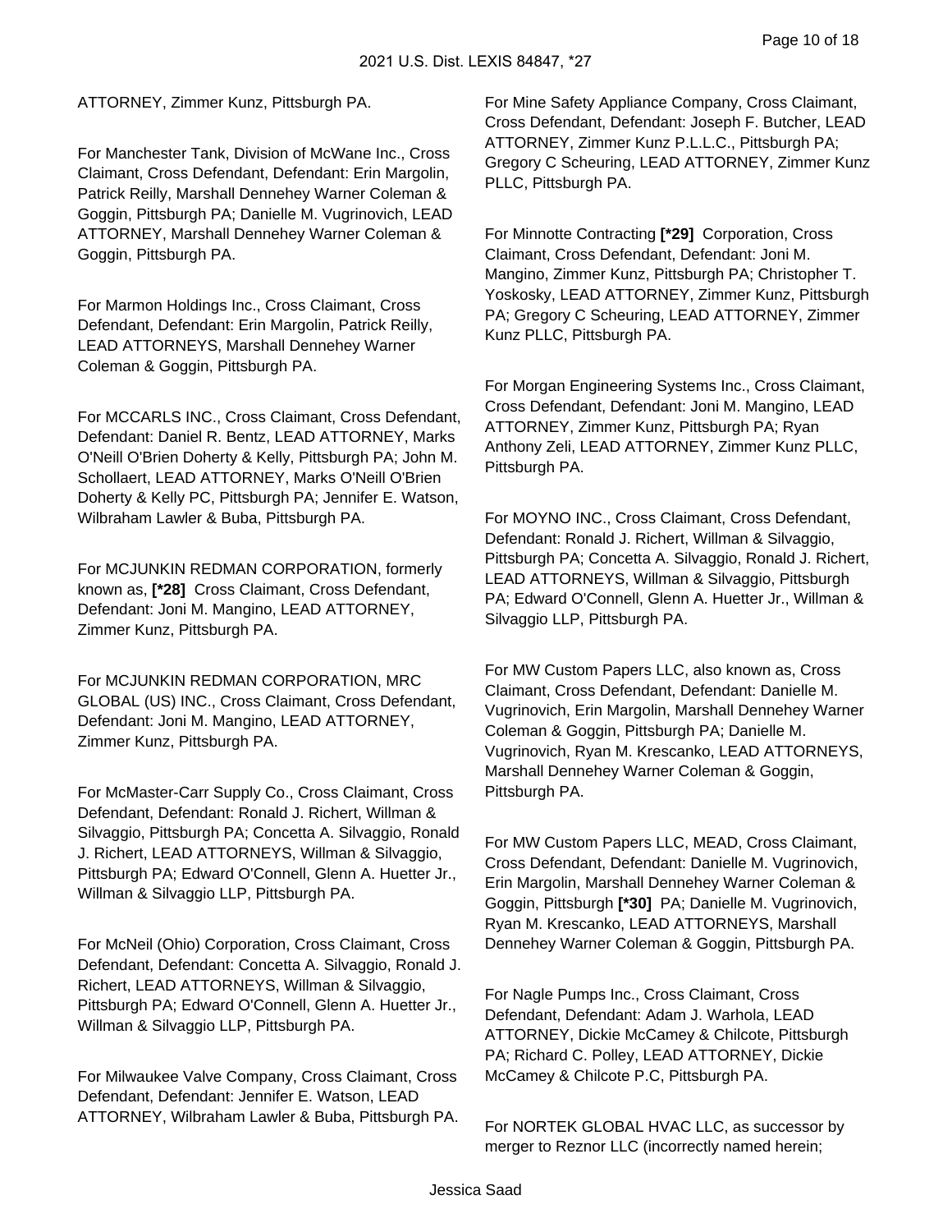ATTORNEY, Zimmer Kunz, Pittsburgh PA.

For Manchester Tank, Division of McWane Inc., Cross Claimant, Cross Defendant, Defendant: Erin Margolin, Patrick Reilly, Marshall Dennehey Warner Coleman & Goggin, Pittsburgh PA; Danielle M. Vugrinovich, LEAD ATTORNEY, Marshall Dennehey Warner Coleman & Goggin, Pittsburgh PA.

For Marmon Holdings Inc., Cross Claimant, Cross Defendant, Defendant: Erin Margolin, Patrick Reilly, LEAD ATTORNEYS, Marshall Dennehey Warner Coleman & Goggin, Pittsburgh PA.

For MCCARLS INC., Cross Claimant, Cross Defendant, Defendant: Daniel R. Bentz, LEAD ATTORNEY, Marks O'Neill O'Brien Doherty & Kelly, Pittsburgh PA; John M. Schollaert, LEAD ATTORNEY, Marks O'Neill O'Brien Doherty & Kelly PC, Pittsburgh PA; Jennifer E. Watson, Wilbraham Lawler & Buba, Pittsburgh PA.

For MCJUNKIN REDMAN CORPORATION, formerly known as, **[*28]** Cross Claimant, Cross Defendant, Defendant: Joni M. Mangino, LEAD ATTORNEY, Zimmer Kunz, Pittsburgh PA.

For MCJUNKIN REDMAN CORPORATION, MRC GLOBAL (US) INC., Cross Claimant, Cross Defendant, Defendant: Joni M. Mangino, LEAD ATTORNEY, Zimmer Kunz, Pittsburgh PA.

For McMaster-Carr Supply Co., Cross Claimant, Cross Defendant, Defendant: Ronald J. Richert, Willman & Silvaggio, Pittsburgh PA; Concetta A. Silvaggio, Ronald J. Richert, LEAD ATTORNEYS, Willman & Silvaggio, Pittsburgh PA; Edward O'Connell, Glenn A. Huetter Jr., Willman & Silvaggio LLP, Pittsburgh PA.

For McNeil (Ohio) Corporation, Cross Claimant, Cross Defendant, Defendant: Concetta A. Silvaggio, Ronald J. Richert, LEAD ATTORNEYS, Willman & Silvaggio, Pittsburgh PA; Edward O'Connell, Glenn A. Huetter Jr., Willman & Silvaggio LLP, Pittsburgh PA.

For Milwaukee Valve Company, Cross Claimant, Cross Defendant, Defendant: Jennifer E. Watson, LEAD ATTORNEY, Wilbraham Lawler & Buba, Pittsburgh PA.

For Mine Safety Appliance Company, Cross Claimant, Cross Defendant, Defendant: Joseph F. Butcher, LEAD ATTORNEY, Zimmer Kunz P.L.L.C., Pittsburgh PA; Gregory C Scheuring, LEAD ATTORNEY, Zimmer Kunz PLLC, Pittsburgh PA.

For Minnotte Contracting **[*29]** Corporation, Cross Claimant, Cross Defendant, Defendant: Joni M. Mangino, Zimmer Kunz, Pittsburgh PA; Christopher T. Yoskosky, LEAD ATTORNEY, Zimmer Kunz, Pittsburgh PA; Gregory C Scheuring, LEAD ATTORNEY, Zimmer Kunz PLLC, Pittsburgh PA.

For Morgan Engineering Systems Inc., Cross Claimant, Cross Defendant, Defendant: Joni M. Mangino, LEAD ATTORNEY, Zimmer Kunz, Pittsburgh PA; Ryan Anthony Zeli, LEAD ATTORNEY, Zimmer Kunz PLLC, Pittsburgh PA.

For MOYNO INC., Cross Claimant, Cross Defendant, Defendant: Ronald J. Richert, Willman & Silvaggio, Pittsburgh PA; Concetta A. Silvaggio, Ronald J. Richert, LEAD ATTORNEYS, Willman & Silvaggio, Pittsburgh PA; Edward O'Connell, Glenn A. Huetter Jr., Willman & Silvaggio LLP, Pittsburgh PA.

For MW Custom Papers LLC, also known as, Cross Claimant, Cross Defendant, Defendant: Danielle M. Vugrinovich, Erin Margolin, Marshall Dennehey Warner Coleman & Goggin, Pittsburgh PA; Danielle M. Vugrinovich, Ryan M. Krescanko, LEAD ATTORNEYS, Marshall Dennehey Warner Coleman & Goggin, Pittsburgh PA.

For MW Custom Papers LLC, MEAD, Cross Claimant, Cross Defendant, Defendant: Danielle M. Vugrinovich, Erin Margolin, Marshall Dennehey Warner Coleman & Goggin, Pittsburgh **[*30]** PA; Danielle M. Vugrinovich, Ryan M. Krescanko, LEAD ATTORNEYS, Marshall Dennehey Warner Coleman & Goggin, Pittsburgh PA.

For Nagle Pumps Inc., Cross Claimant, Cross Defendant, Defendant: Adam J. Warhola, LEAD ATTORNEY, Dickie McCamey & Chilcote, Pittsburgh PA; Richard C. Polley, LEAD ATTORNEY, Dickie McCamey & Chilcote P.C, Pittsburgh PA.

For NORTEK GLOBAL HVAC LLC, as successor by merger to Reznor LLC (incorrectly named herein;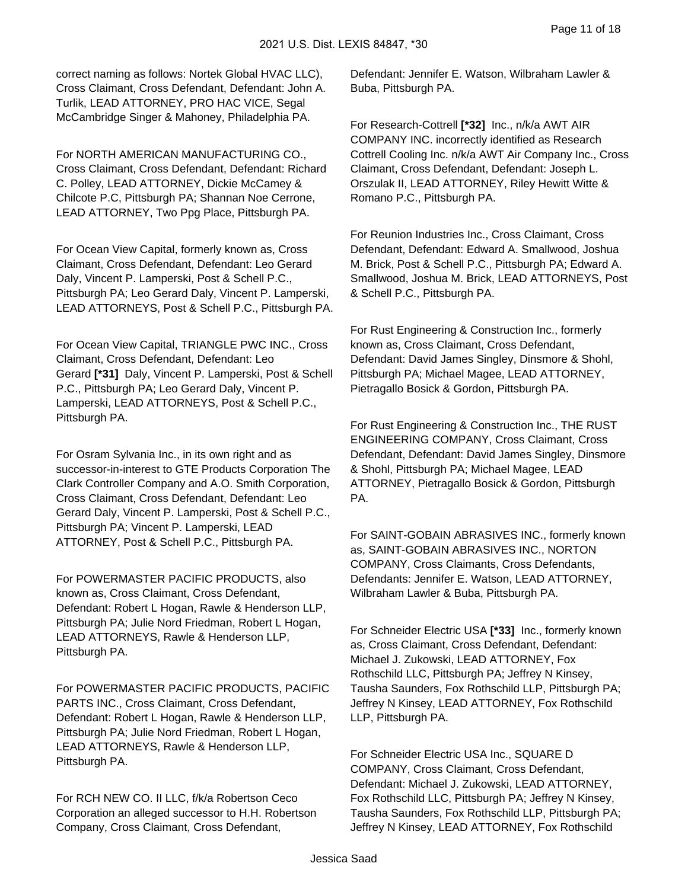correct naming as follows: Nortek Global HVAC LLC), Cross Claimant, Cross Defendant, Defendant: John A. Turlik, LEAD ATTORNEY, PRO HAC VICE, Segal McCambridge Singer & Mahoney, Philadelphia PA.

For NORTH AMERICAN MANUFACTURING CO., Cross Claimant, Cross Defendant, Defendant: Richard C. Polley, LEAD ATTORNEY, Dickie McCamey & Chilcote P.C, Pittsburgh PA; Shannan Noe Cerrone, LEAD ATTORNEY, Two Ppg Place, Pittsburgh PA.

For Ocean View Capital, formerly known as, Cross Claimant, Cross Defendant, Defendant: Leo Gerard Daly, Vincent P. Lamperski, Post & Schell P.C., Pittsburgh PA; Leo Gerard Daly, Vincent P. Lamperski, LEAD ATTORNEYS, Post & Schell P.C., Pittsburgh PA.

For Ocean View Capital, TRIANGLE PWC INC., Cross Claimant, Cross Defendant, Defendant: Leo Gerard **[*31]** Daly, Vincent P. Lamperski, Post & Schell P.C., Pittsburgh PA; Leo Gerard Daly, Vincent P. Lamperski, LEAD ATTORNEYS, Post & Schell P.C., Pittsburgh PA.

For Osram Sylvania Inc., in its own right and as successor-in-interest to GTE Products Corporation The Clark Controller Company and A.O. Smith Corporation, Cross Claimant, Cross Defendant, Defendant: Leo Gerard Daly, Vincent P. Lamperski, Post & Schell P.C., Pittsburgh PA; Vincent P. Lamperski, LEAD ATTORNEY, Post & Schell P.C., Pittsburgh PA.

For POWERMASTER PACIFIC PRODUCTS, also known as, Cross Claimant, Cross Defendant, Defendant: Robert L Hogan, Rawle & Henderson LLP, Pittsburgh PA; Julie Nord Friedman, Robert L Hogan, LEAD ATTORNEYS, Rawle & Henderson LLP, Pittsburgh PA.

For POWERMASTER PACIFIC PRODUCTS, PACIFIC PARTS INC., Cross Claimant, Cross Defendant, Defendant: Robert L Hogan, Rawle & Henderson LLP, Pittsburgh PA; Julie Nord Friedman, Robert L Hogan, LEAD ATTORNEYS, Rawle & Henderson LLP, Pittsburgh PA.

For RCH NEW CO. II LLC, f/k/a Robertson Ceco Corporation an alleged successor to H.H. Robertson Company, Cross Claimant, Cross Defendant, Defendant: Jennifer E. Watson, Wilbraham Lawler & Buba, Pittsburgh PA.

For Research-Cottrell **[*32]** Inc., n/k/a AWT AIR COMPANY INC. incorrectly identified as Research Cottrell Cooling Inc. n/k/a AWT Air Company Inc., Cross Claimant, Cross Defendant, Defendant: Joseph L. Orszulak II, LEAD ATTORNEY, Riley Hewitt Witte & Romano P.C., Pittsburgh PA.

For Reunion Industries Inc., Cross Claimant, Cross Defendant, Defendant: Edward A. Smallwood, Joshua M. Brick, Post & Schell P.C., Pittsburgh PA; Edward A. Smallwood, Joshua M. Brick, LEAD ATTORNEYS, Post & Schell P.C., Pittsburgh PA.

For Rust Engineering & Construction Inc., formerly known as, Cross Claimant, Cross Defendant, Defendant: David James Singley, Dinsmore & Shohl, Pittsburgh PA; Michael Magee, LEAD ATTORNEY, Pietragallo Bosick & Gordon, Pittsburgh PA.

For Rust Engineering & Construction Inc., THE RUST ENGINEERING COMPANY, Cross Claimant, Cross Defendant, Defendant: David James Singley, Dinsmore & Shohl, Pittsburgh PA; Michael Magee, LEAD ATTORNEY, Pietragallo Bosick & Gordon, Pittsburgh PA.

For SAINT-GOBAIN ABRASIVES INC., formerly known as, SAINT-GOBAIN ABRASIVES INC., NORTON COMPANY, Cross Claimants, Cross Defendants, Defendants: Jennifer E. Watson, LEAD ATTORNEY, Wilbraham Lawler & Buba, Pittsburgh PA.

For Schneider Electric USA **[*33]** Inc., formerly known as, Cross Claimant, Cross Defendant, Defendant: Michael J. Zukowski, LEAD ATTORNEY, Fox Rothschild LLC, Pittsburgh PA; Jeffrey N Kinsey, Tausha Saunders, Fox Rothschild LLP, Pittsburgh PA; Jeffrey N Kinsey, LEAD ATTORNEY, Fox Rothschild LLP, Pittsburgh PA.

For Schneider Electric USA Inc., SQUARE D COMPANY, Cross Claimant, Cross Defendant, Defendant: Michael J. Zukowski, LEAD ATTORNEY, Fox Rothschild LLC, Pittsburgh PA; Jeffrey N Kinsey, Tausha Saunders, Fox Rothschild LLP, Pittsburgh PA; Jeffrey N Kinsey, LEAD ATTORNEY, Fox Rothschild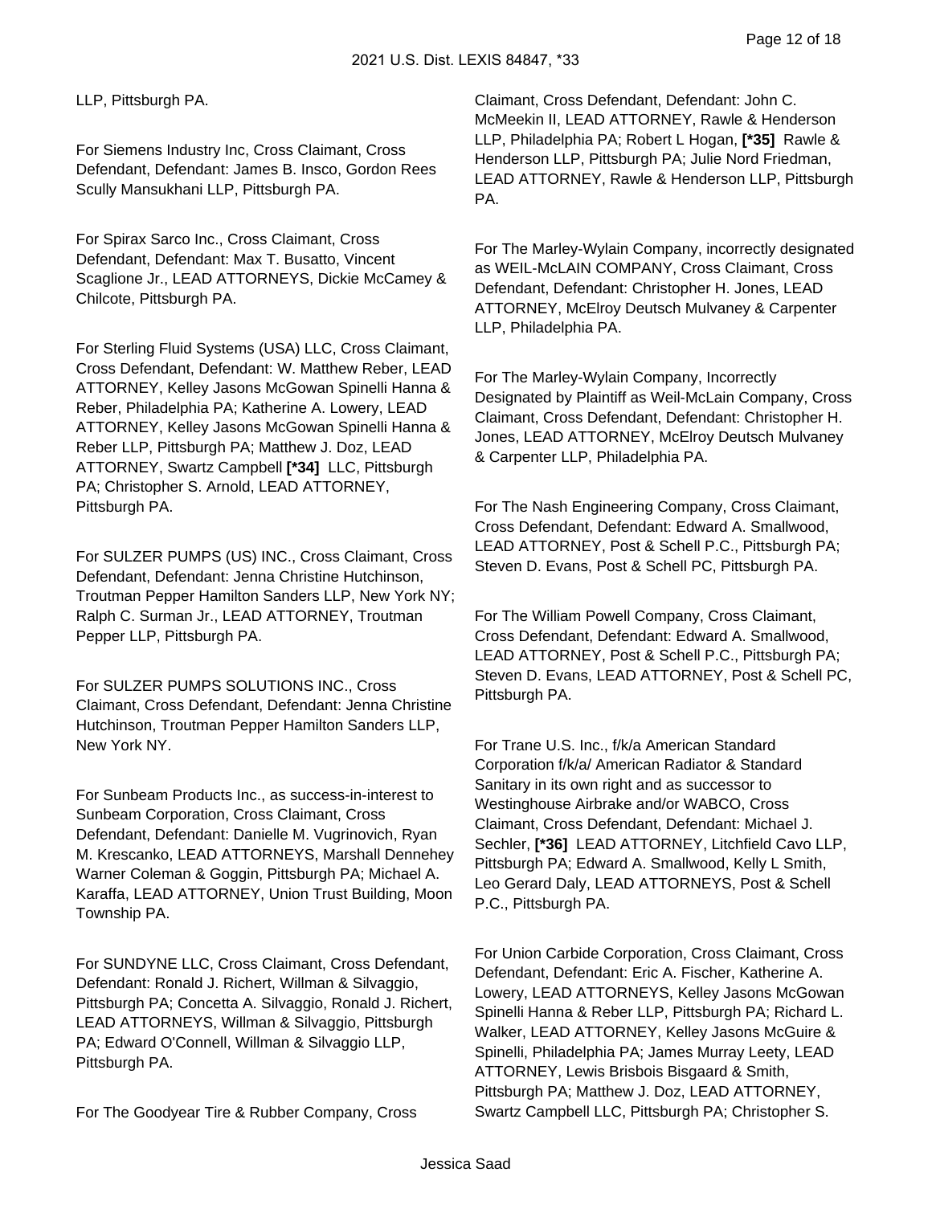LLP, Pittsburgh PA.

For Siemens Industry Inc, Cross Claimant, Cross Defendant, Defendant: James B. Insco, Gordon Rees Scully Mansukhani LLP, Pittsburgh PA.

For Spirax Sarco Inc., Cross Claimant, Cross Defendant, Defendant: Max T. Busatto, Vincent Scaglione Jr., LEAD ATTORNEYS, Dickie McCamey & Chilcote, Pittsburgh PA.

For Sterling Fluid Systems (USA) LLC, Cross Claimant, Cross Defendant, Defendant: W. Matthew Reber, LEAD ATTORNEY, Kelley Jasons McGowan Spinelli Hanna & Reber, Philadelphia PA; Katherine A. Lowery, LEAD ATTORNEY, Kelley Jasons McGowan Spinelli Hanna & Reber LLP, Pittsburgh PA; Matthew J. Doz, LEAD ATTORNEY, Swartz Campbell **[*34]** LLC, Pittsburgh PA; Christopher S. Arnold, LEAD ATTORNEY, Pittsburgh PA.

For SULZER PUMPS (US) INC., Cross Claimant, Cross Defendant, Defendant: Jenna Christine Hutchinson, Troutman Pepper Hamilton Sanders LLP, New York NY; Ralph C. Surman Jr., LEAD ATTORNEY, Troutman Pepper LLP, Pittsburgh PA.

For SULZER PUMPS SOLUTIONS INC., Cross Claimant, Cross Defendant, Defendant: Jenna Christine Hutchinson, Troutman Pepper Hamilton Sanders LLP, New York NY.

For Sunbeam Products Inc., as success-in-interest to Sunbeam Corporation, Cross Claimant, Cross Defendant, Defendant: Danielle M. Vugrinovich, Ryan M. Krescanko, LEAD ATTORNEYS, Marshall Dennehey Warner Coleman & Goggin, Pittsburgh PA; Michael A. Karaffa, LEAD ATTORNEY, Union Trust Building, Moon Township PA.

For SUNDYNE LLC, Cross Claimant, Cross Defendant, Defendant: Ronald J. Richert, Willman & Silvaggio, Pittsburgh PA; Concetta A. Silvaggio, Ronald J. Richert, LEAD ATTORNEYS, Willman & Silvaggio, Pittsburgh PA; Edward O'Connell, Willman & Silvaggio LLP, Pittsburgh PA.

For The Goodyear Tire & Rubber Company, Cross Claimant, Cross Defendant, Defendant: John C. McMeekin II, LEAD ATTORNEY, Rawle & Henderson LLP, Philadelphia PA; Robert L Hogan, **[*35]** Rawle & Henderson LLP, Pittsburgh PA; Julie Nord Friedman, LEAD ATTORNEY, Rawle & Henderson LLP, Pittsburgh PA.

For The Marley-Wylain Company, incorrectly designated as WEIL-McLAIN COMPANY, Cross Claimant, Cross Defendant, Defendant: Christopher H. Jones, LEAD ATTORNEY, McElroy Deutsch Mulvaney & Carpenter LLP, Philadelphia PA.

For The Marley-Wylain Company, Incorrectly Designated by Plaintiff as Weil-McLain Company, Cross Claimant, Cross Defendant, Defendant: Christopher H. Jones, LEAD ATTORNEY, McElroy Deutsch Mulvaney & Carpenter LLP, Philadelphia PA.

For The Nash Engineering Company, Cross Claimant, Cross Defendant, Defendant: Edward A. Smallwood, LEAD ATTORNEY, Post & Schell P.C., Pittsburgh PA; Steven D. Evans, Post & Schell PC, Pittsburgh PA.

For The William Powell Company, Cross Claimant, Cross Defendant, Defendant: Edward A. Smallwood, LEAD ATTORNEY, Post & Schell P.C., Pittsburgh PA; Steven D. Evans, LEAD ATTORNEY, Post & Schell PC, Pittsburgh PA.

For Trane U.S. Inc., f/k/a American Standard Corporation f/k/a/ American Radiator & Standard Sanitary in its own right and as successor to Westinghouse Airbrake and/or WABCO, Cross Claimant, Cross Defendant, Defendant: Michael J. Sechler, **[*36]** LEAD ATTORNEY, Litchfield Cavo LLP, Pittsburgh PA; Edward A. Smallwood, Kelly L Smith, Leo Gerard Daly, LEAD ATTORNEYS, Post & Schell P.C., Pittsburgh PA.

For Union Carbide Corporation, Cross Claimant, Cross Defendant, Defendant: Eric A. Fischer, Katherine A. Lowery, LEAD ATTORNEYS, Kelley Jasons McGowan Spinelli Hanna & Reber LLP, Pittsburgh PA; Richard L. Walker, LEAD ATTORNEY, Kelley Jasons McGuire & Spinelli, Philadelphia PA; James Murray Leety, LEAD ATTORNEY, Lewis Brisbois Bisgaard & Smith, Pittsburgh PA; Matthew J. Doz, LEAD ATTORNEY, Swartz Campbell LLC, Pittsburgh PA; Christopher S.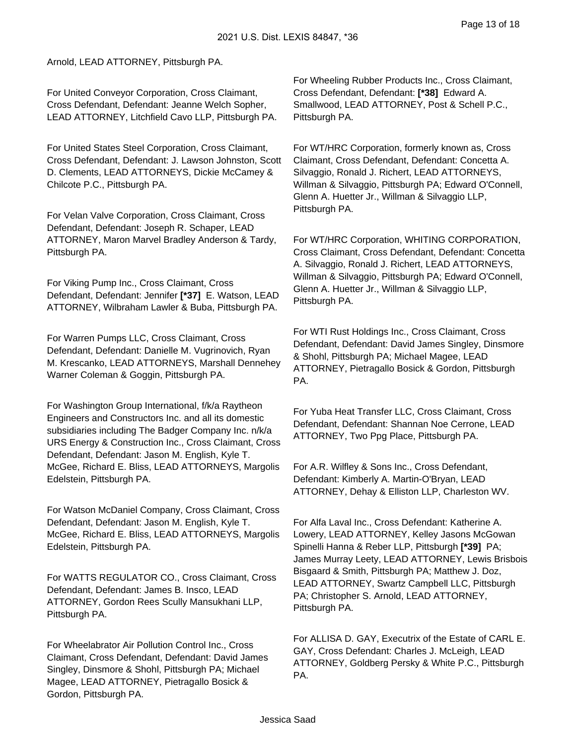Arnold, LEAD ATTORNEY, Pittsburgh PA.

For United Conveyor Corporation, Cross Claimant, Cross Defendant, Defendant: Jeanne Welch Sopher, LEAD ATTORNEY, Litchfield Cavo LLP, Pittsburgh PA.

For United States Steel Corporation, Cross Claimant, Cross Defendant, Defendant: J. Lawson Johnston, Scott D. Clements, LEAD ATTORNEYS, Dickie McCamey & Chilcote P.C., Pittsburgh PA.

For Velan Valve Corporation, Cross Claimant, Cross Defendant, Defendant: Joseph R. Schaper, LEAD ATTORNEY, Maron Marvel Bradley Anderson & Tardy, Pittsburgh PA.

For Viking Pump Inc., Cross Claimant, Cross Defendant, Defendant: Jennifer **[*37]** E. Watson, LEAD ATTORNEY, Wilbraham Lawler & Buba, Pittsburgh PA.

For Warren Pumps LLC, Cross Claimant, Cross Defendant, Defendant: Danielle M. Vugrinovich, Ryan M. Krescanko, LEAD ATTORNEYS, Marshall Dennehey Warner Coleman & Goggin, Pittsburgh PA.

For Washington Group International, f/k/a Raytheon Engineers and Constructors Inc. and all its domestic subsidiaries including The Badger Company Inc. n/k/a URS Energy & Construction Inc., Cross Claimant, Cross Defendant, Defendant: Jason M. English, Kyle T. McGee, Richard E. Bliss, LEAD ATTORNEYS, Margolis Edelstein, Pittsburgh PA.

For Watson McDaniel Company, Cross Claimant, Cross Defendant, Defendant: Jason M. English, Kyle T. McGee, Richard E. Bliss, LEAD ATTORNEYS, Margolis Edelstein, Pittsburgh PA.

For WATTS REGULATOR CO., Cross Claimant, Cross Defendant, Defendant: James B. Insco, LEAD ATTORNEY, Gordon Rees Scully Mansukhani LLP, Pittsburgh PA.

For Wheelabrator Air Pollution Control Inc., Cross Claimant, Cross Defendant, Defendant: David James Singley, Dinsmore & Shohl, Pittsburgh PA; Michael Magee, LEAD ATTORNEY, Pietragallo Bosick & Gordon, Pittsburgh PA.

For Wheeling Rubber Products Inc., Cross Claimant, Cross Defendant, Defendant: **[*38]** Edward A. Smallwood, LEAD ATTORNEY, Post & Schell P.C., Pittsburgh PA.

For WT/HRC Corporation, formerly known as, Cross Claimant, Cross Defendant, Defendant: Concetta A. Silvaggio, Ronald J. Richert, LEAD ATTORNEYS, Willman & Silvaggio, Pittsburgh PA; Edward O'Connell, Glenn A. Huetter Jr., Willman & Silvaggio LLP, Pittsburgh PA.

For WT/HRC Corporation, WHITING CORPORATION, Cross Claimant, Cross Defendant, Defendant: Concetta A. Silvaggio, Ronald J. Richert, LEAD ATTORNEYS, Willman & Silvaggio, Pittsburgh PA; Edward O'Connell, Glenn A. Huetter Jr., Willman & Silvaggio LLP, Pittsburgh PA.

For WTI Rust Holdings Inc., Cross Claimant, Cross Defendant, Defendant: David James Singley, Dinsmore & Shohl, Pittsburgh PA; Michael Magee, LEAD ATTORNEY, Pietragallo Bosick & Gordon, Pittsburgh PA.

For Yuba Heat Transfer LLC, Cross Claimant, Cross Defendant, Defendant: Shannan Noe Cerrone, LEAD ATTORNEY, Two Ppg Place, Pittsburgh PA.

For A.R. Wilfley & Sons Inc., Cross Defendant, Defendant: Kimberly A. Martin-O'Bryan, LEAD ATTORNEY, Dehay & Elliston LLP, Charleston WV.

For Alfa Laval Inc., Cross Defendant: Katherine A. Lowery, LEAD ATTORNEY, Kelley Jasons McGowan Spinelli Hanna & Reber LLP, Pittsburgh **[*39]** PA; James Murray Leety, LEAD ATTORNEY, Lewis Brisbois Bisgaard & Smith, Pittsburgh PA; Matthew J. Doz, LEAD ATTORNEY, Swartz Campbell LLC, Pittsburgh PA; Christopher S. Arnold, LEAD ATTORNEY, Pittsburgh PA.

For ALLISA D. GAY, Executrix of the Estate of CARL E. GAY, Cross Defendant: Charles J. McLeigh, LEAD ATTORNEY, Goldberg Persky & White P.C., Pittsburgh PA.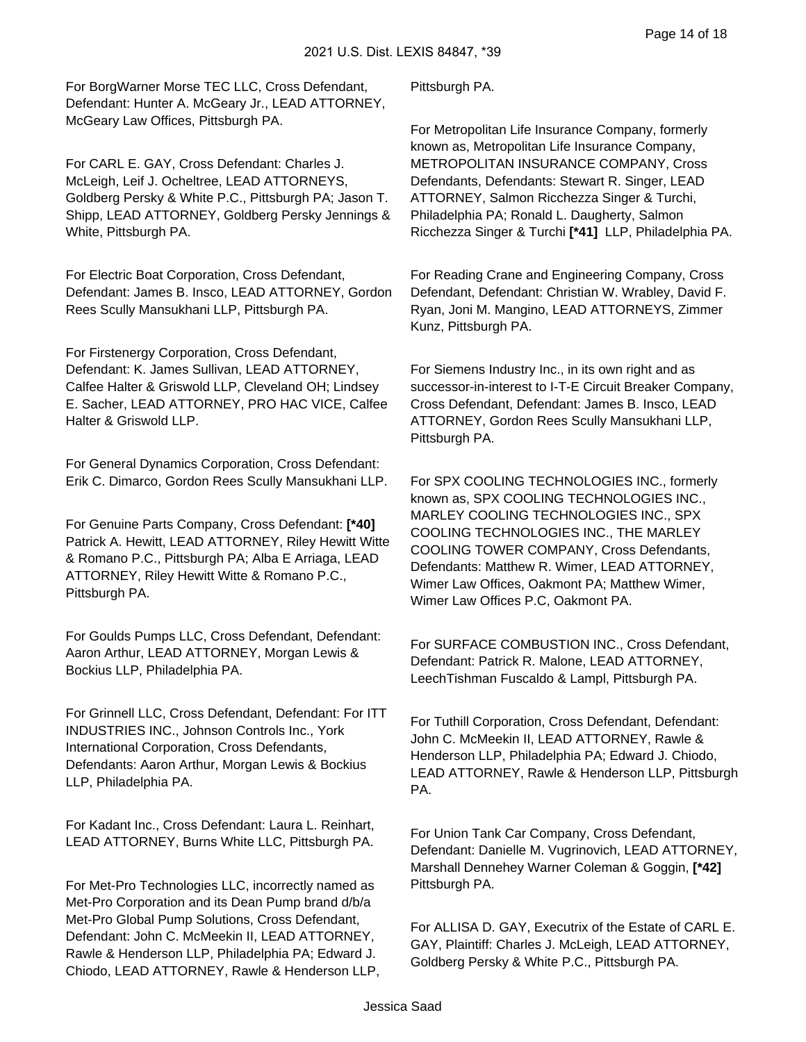For BorgWarner Morse TEC LLC, Cross Defendant, Defendant: Hunter A. McGeary Jr., LEAD ATTORNEY, McGeary Law Offices, Pittsburgh PA.

For CARL E. GAY, Cross Defendant: Charles J. McLeigh, Leif J. Ocheltree, LEAD ATTORNEYS, Goldberg Persky & White P.C., Pittsburgh PA; Jason T. Shipp, LEAD ATTORNEY, Goldberg Persky Jennings & White, Pittsburgh PA.

For Electric Boat Corporation, Cross Defendant, Defendant: James B. Insco, LEAD ATTORNEY, Gordon Rees Scully Mansukhani LLP, Pittsburgh PA.

For Firstenergy Corporation, Cross Defendant, Defendant: K. James Sullivan, LEAD ATTORNEY, Calfee Halter & Griswold LLP, Cleveland OH; Lindsey E. Sacher, LEAD ATTORNEY, PRO HAC VICE, Calfee Halter & Griswold LLP.

For General Dynamics Corporation, Cross Defendant: Erik C. Dimarco, Gordon Rees Scully Mansukhani LLP.

For Genuine Parts Company, Cross Defendant: **[*40]** Patrick A. Hewitt, LEAD ATTORNEY, Riley Hewitt Witte & Romano P.C., Pittsburgh PA; Alba E Arriaga, LEAD ATTORNEY, Riley Hewitt Witte & Romano P.C., Pittsburgh PA.

For Goulds Pumps LLC, Cross Defendant, Defendant: Aaron Arthur, LEAD ATTORNEY, Morgan Lewis & Bockius LLP, Philadelphia PA.

For Grinnell LLC, Cross Defendant, Defendant: For ITT INDUSTRIES INC., Johnson Controls Inc., York International Corporation, Cross Defendants, Defendants: Aaron Arthur, Morgan Lewis & Bockius LLP, Philadelphia PA.

For Kadant Inc., Cross Defendant: Laura L. Reinhart, LEAD ATTORNEY, Burns White LLC, Pittsburgh PA.

For Met-Pro Technologies LLC, incorrectly named as Met-Pro Corporation and its Dean Pump brand d/b/a Met-Pro Global Pump Solutions, Cross Defendant, Defendant: John C. McMeekin II, LEAD ATTORNEY, Rawle & Henderson LLP, Philadelphia PA; Edward J. Chiodo, LEAD ATTORNEY, Rawle & Henderson LLP, Pittsburgh PA.

For Metropolitan Life Insurance Company, formerly known as, Metropolitan Life Insurance Company, METROPOLITAN INSURANCE COMPANY, Cross Defendants, Defendants: Stewart R. Singer, LEAD ATTORNEY, Salmon Ricchezza Singer & Turchi, Philadelphia PA; Ronald L. Daugherty, Salmon Ricchezza Singer & Turchi **[*41]** LLP, Philadelphia PA.

For Reading Crane and Engineering Company, Cross Defendant, Defendant: Christian W. Wrabley, David F. Ryan, Joni M. Mangino, LEAD ATTORNEYS, Zimmer Kunz, Pittsburgh PA.

For Siemens Industry Inc., in its own right and as successor-in-interest to I-T-E Circuit Breaker Company, Cross Defendant, Defendant: James B. Insco, LEAD ATTORNEY, Gordon Rees Scully Mansukhani LLP, Pittsburgh PA.

For SPX COOLING TECHNOLOGIES INC., formerly known as, SPX COOLING TECHNOLOGIES INC., MARLEY COOLING TECHNOLOGIES INC., SPX COOLING TECHNOLOGIES INC., THE MARLEY COOLING TOWER COMPANY, Cross Defendants, Defendants: Matthew R. Wimer, LEAD ATTORNEY, Wimer Law Offices, Oakmont PA; Matthew Wimer, Wimer Law Offices P.C, Oakmont PA.

For SURFACE COMBUSTION INC., Cross Defendant, Defendant: Patrick R. Malone, LEAD ATTORNEY, LeechTishman Fuscaldo & Lampl, Pittsburgh PA.

For Tuthill Corporation, Cross Defendant, Defendant: John C. McMeekin II, LEAD ATTORNEY, Rawle & Henderson LLP, Philadelphia PA; Edward J. Chiodo, LEAD ATTORNEY, Rawle & Henderson LLP, Pittsburgh PA.

For Union Tank Car Company, Cross Defendant, Defendant: Danielle M. Vugrinovich, LEAD ATTORNEY, Marshall Dennehey Warner Coleman & Goggin, **[*42]** Pittsburgh PA.

For ALLISA D. GAY, Executrix of the Estate of CARL E. GAY, Plaintiff: Charles J. McLeigh, LEAD ATTORNEY, Goldberg Persky & White P.C., Pittsburgh PA.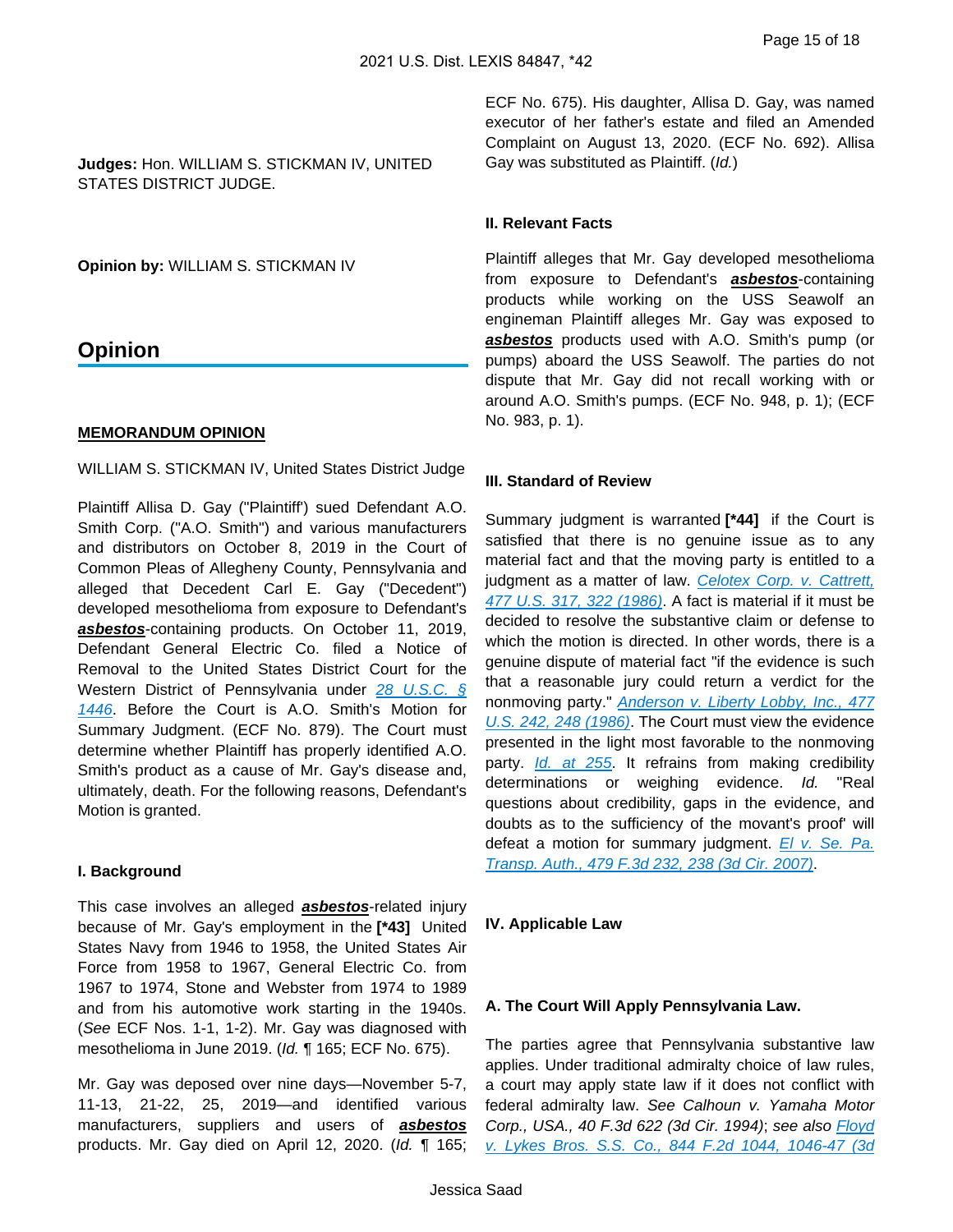**Judges:** Hon. WILLIAM S. STICKMAN IV, UNITED STATES DISTRICT JUDGE.

**Opinion by:** WILLIAM S. STICKMAN IV

# Opinion

**MEMORANDUM OPINION**

WILLIAM S. STICKMAN IV, United States District Judge

Plaintiff Allisa D. Gay ("Plaintiff') sued Defendant A.O. Smith Corp. ("A.O. Smith") and various manufacturers and distributors on October 8, 2019 in the Court of Common Pleas of Allegheny County, Pennsylvania and alleged that Decedent Carl E. Gay ("Decedent") developed mesothelioma from exposure to Defendant's ***asbestos***-containing products. On October 11, 2019, Defendant General Electric Co. filed a Notice of Removal to the United States District Court for the Western District of Pennsylvania under 28 U.S.C. § 1446. Before the Court is A.O. Smith's Motion for Summary Judgment. (ECF No. 879). The Court must determine whether Plaintiff has properly identified A.O. Smith's product as a cause of Mr. Gay's disease and, ultimately, death. For the following reasons, Defendant's Motion is granted.

**I. Background**

This case involves an alleged ***asbestos***-related injury because of Mr. Gay's employment in the **[*43]** United States Navy from 1946 to 1958, the United States Air Force from 1958 to 1967, General Electric Co. from 1967 to 1974, Stone and Webster from 1974 to 1989 and from his automotive work starting in the 1940s. (*See* ECF Nos. 1-1, 1-2). Mr. Gay was diagnosed with mesothelioma in June 2019. (*Id.* ¶ 165; ECF No. 675).

Mr. Gay was deposed over nine days—November 5-7, 11-13, 21-22, 25, 2019—and identified various manufacturers, suppliers and users of ***asbestos*** products. Mr. Gay died on April 12, 2020. (*Id.* ¶ 165; ECF No. 675). His daughter, Allisa D. Gay, was named executor of her father's estate and filed an Amended Complaint on August 13, 2020. (ECF No. 692). Allisa Gay was substituted as Plaintiff. (*Id.*)

**II. Relevant Facts**

Plaintiff alleges that Mr. Gay developed mesothelioma from exposure to Defendant's ***asbestos***-containing products while working on the USS Seawolf an engineman Plaintiff alleges Mr. Gay was exposed to ***asbestos*** products used with A.O. Smith's pump (or pumps) aboard the USS Seawolf. The parties do not dispute that Mr. Gay did not recall working with or around A.O. Smith's pumps. (ECF No. 948, p. 1); (ECF No. 983, p. 1).

**III. Standard of Review**

Summary judgment is warranted **[*44]** if the Court is satisfied that there is no genuine issue as to any material fact and that the moving party is entitled to a judgment as a matter of law. Celotex Corp. v. Cattrett, 477 U.S. 317, 322 (1986). A fact is material if it must be decided to resolve the substantive claim or defense to which the motion is directed. In other words, there is a genuine dispute of material fact "if the evidence is such that a reasonable jury could return a verdict for the nonmoving party." Anderson v. Liberty Lobby, Inc., 477 U.S. 242, 248 (1986). The Court must view the evidence presented in the light most favorable to the nonmoving party. Id. at 255. It refrains from making credibility determinations or weighing evidence. *Id.* "Real questions about credibility, gaps in the evidence, and doubts as to the sufficiency of the movant's proof' will defeat a motion for summary judgment. El v. Se. Pa. Transp. Auth., 479 F.3d 232, 238 (3d Cir. 2007).

**IV. Applicable Law**

**A. The Court Will Apply Pennsylvania Law.**

The parties agree that Pennsylvania substantive law applies. Under traditional admiralty choice of law rules, a court may apply state law if it does not conflict with federal admiralty law. *See Calhoun v. Yamaha Motor Corp., USA., 40 F.3d 622 (3d Cir. 1994)*; *see also* Floyd v. Lykes Bros. S.S. Co., 844 F.2d 1044, 1046-47 (3d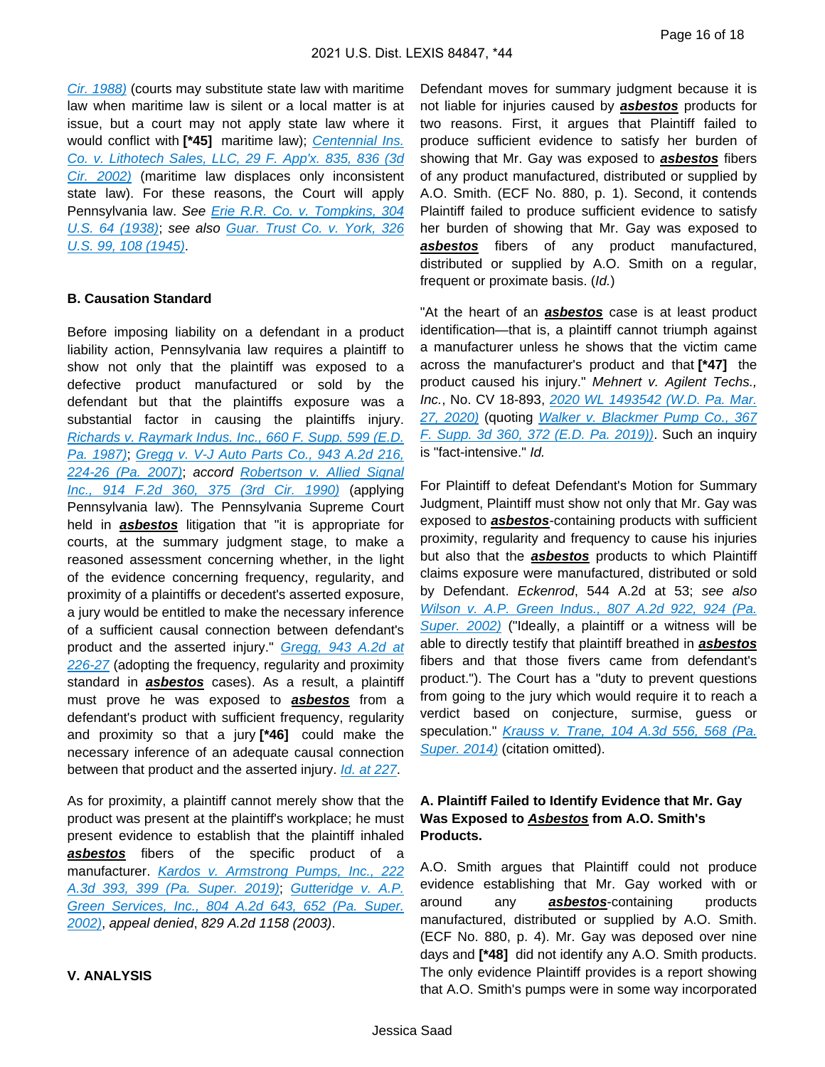Cir. 1988) (courts may substitute state law with maritime law when maritime law is silent or a local matter is at issue, but a court may not apply state law where it would conflict with **[*45]** maritime law); Centennial Ins. Co. v. Lithotech Sales, LLC, 29 F. App'x. 835, 836 (3d Cir. 2002) (maritime law displaces only inconsistent state law). For these reasons, the Court will apply Pennsylvania law. *See* Erie R.R. Co. v. Tompkins, 304 U.S. 64 (1938); *see also* Guar. Trust Co. v. York, 326 U.S. 99, 108 (1945).

**B. Causation Standard**

Before imposing liability on a defendant in a product liability action, Pennsylvania law requires a plaintiff to show not only that the plaintiff was exposed to a defective product manufactured or sold by the defendant but that the plaintiffs exposure was a substantial factor in causing the plaintiffs injury. Richards v. Raymark Indus. Inc., 660 F. Supp. 599 (E.D. Pa. 1987); Gregg v. V-J Auto Parts Co., 943 A.2d 216, 224-26 (Pa. 2007); *accord* Robertson v. Allied Signal Inc., 914 F.2d 360, 375 (3rd Cir. 1990) (applying Pennsylvania law). The Pennsylvania Supreme Court held in ***asbestos*** litigation that "it is appropriate for courts, at the summary judgment stage, to make a reasoned assessment concerning whether, in the light of the evidence concerning frequency, regularity, and proximity of a plaintiffs or decedent's asserted exposure, a jury would be entitled to make the necessary inference of a sufficient causal connection between defendant's product and the asserted injury." Gregg, 943 A.2d at 226-27 (adopting the frequency, regularity and proximity standard in ***asbestos*** cases). As a result, a plaintiff must prove he was exposed to ***asbestos*** from a defendant's product with sufficient frequency, regularity and proximity so that a jury **[*46]** could make the necessary inference of an adequate causal connection between that product and the asserted injury. Id. at 227.

As for proximity, a plaintiff cannot merely show that the product was present at the plaintiff's workplace; he must present evidence to establish that the plaintiff inhaled ***asbestos*** fibers of the specific product of a manufacturer. Kardos v. Armstrong Pumps, Inc., 222 A.3d 393, 399 (Pa. Super. 2019); Gutteridge v. A.P. Green Services, Inc., 804 A.2d 643, 652 (Pa. Super. 2002), *appeal denied*, *829 A.2d 1158 (2003)*.

**V. ANALYSIS**

Defendant moves for summary judgment because it is not liable for injuries caused by ***asbestos*** products for two reasons. First, it argues that Plaintiff failed to produce sufficient evidence to satisfy her burden of showing that Mr. Gay was exposed to ***asbestos*** fibers of any product manufactured, distributed or supplied by A.O. Smith. (ECF No. 880, p. 1). Second, it contends Plaintiff failed to produce sufficient evidence to satisfy her burden of showing that Mr. Gay was exposed to ***asbestos*** fibers of any product manufactured, distributed or supplied by A.O. Smith on a regular, frequent or proximate basis. (*Id.*)

"At the heart of an ***asbestos*** case is at least product identification—that is, a plaintiff cannot triumph against a manufacturer unless he shows that the victim came across the manufacturer's product and that **[*47]** the product caused his injury." *Mehnert v. Agilent Techs., Inc.*, No. CV 18-893, 2020 WL 1493542 (W.D. Pa. Mar. 27, 2020) (quoting Walker v. Blackmer Pump Co., 367 F. Supp. 3d 360, 372 (E.D. Pa. 2019)). Such an inquiry is "fact-intensive." *Id.*

For Plaintiff to defeat Defendant's Motion for Summary Judgment, Plaintiff must show not only that Mr. Gay was exposed to ***asbestos***-containing products with sufficient proximity, regularity and frequency to cause his injuries but also that the ***asbestos*** products to which Plaintiff claims exposure were manufactured, distributed or sold by Defendant. *Eckenrod*, 544 A.2d at 53; *see also* Wilson v. A.P. Green Indus., 807 A.2d 922, 924 (Pa. Super. 2002) ("Ideally, a plaintiff or a witness will be able to directly testify that plaintiff breathed in ***asbestos*** fibers and that those fivers came from defendant's product."). The Court has a "duty to prevent questions from going to the jury which would require it to reach a verdict based on conjecture, surmise, guess or speculation." Krauss v. Trane, 104 A.3d 556, 568 (Pa. Super. 2014) (citation omitted).

**A. Plaintiff Failed to Identify Evidence that Mr. Gay Was Exposed to *Asbestos* from A.O. Smith's Products.**

A.O. Smith argues that Plaintiff could not produce evidence establishing that Mr. Gay worked with or around any ***asbestos***-containing products manufactured, distributed or supplied by A.O. Smith. (ECF No. 880, p. 4). Mr. Gay was deposed over nine days and **[*48]** did not identify any A.O. Smith products. The only evidence Plaintiff provides is a report showing that A.O. Smith's pumps were in some way incorporated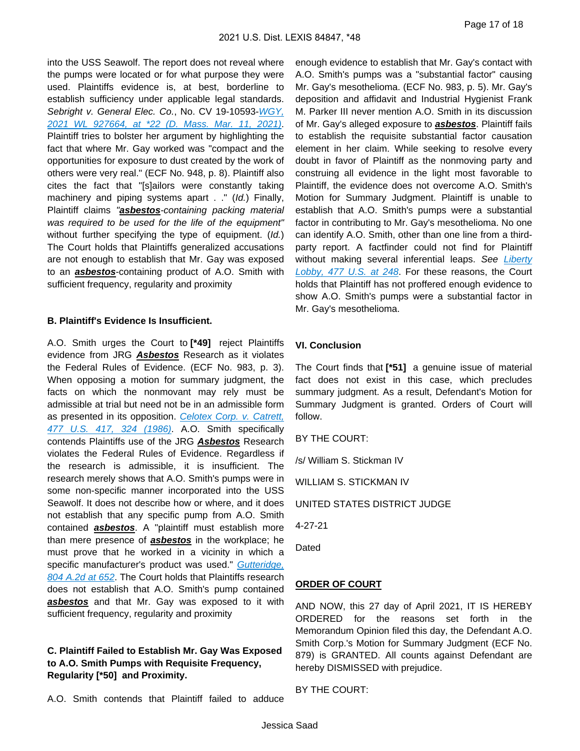into the USS Seawolf. The report does not reveal where the pumps were located or for what purpose they were used. Plaintiffs evidence is, at best, borderline to establish sufficiency under applicable legal standards. *Sebright v. General Elec. Co.*, No. CV 19-10593-WGY, 2021 WL 927664, at *22 (D. Mass. Mar. 11, 2021). Plaintiff tries to bolster her argument by highlighting the fact that where Mr. Gay worked was "compact and the opportunities for exposure to dust created by the work of others were very real." (ECF No. 948, p. 8). Plaintiff also cites the fact that "[s]ailors were constantly taking machinery and piping systems apart . ." (*Id.*) Finally, Plaintiff claims *"**asbestos**-containing packing material was required to be used for the life of the equipment"* without further specifying the type of equipment. (*Id.*) The Court holds that Plaintiffs generalized accusations are not enough to establish that Mr. Gay was exposed to an ***asbestos***-containing product of A.O. Smith with sufficient frequency, regularity and proximity

**B. Plaintiff's Evidence Is Insufficient.**

A.O. Smith urges the Court to **[*49]** reject Plaintiffs evidence from JRG ***Asbestos*** Research as it violates the Federal Rules of Evidence. (ECF No. 983, p. 3). When opposing a motion for summary judgment, the facts on which the nonmovant may rely must be admissible at trial but need not be in an admissible form as presented in its opposition. *Celotex Corp. v. Catrett, 477 U.S. 417, 324 (1986)*. A.O. Smith specifically contends Plaintiffs use of the JRG ***Asbestos*** Research violates the Federal Rules of Evidence. Regardless if the research is admissible, it is insufficient. The research merely shows that A.O. Smith's pumps were in some non-specific manner incorporated into the USS Seawolf. It does not describe how or where, and it does not establish that any specific pump from A.O. Smith contained ***asbestos***. A "plaintiff must establish more than mere presence of ***asbestos*** in the workplace; he must prove that he worked in a vicinity in which a specific manufacturer's product was used." *Gutteridge, 804 A.2d at 652*. The Court holds that Plaintiffs research does not establish that A.O. Smith's pump contained ***asbestos*** and that Mr. Gay was exposed to it with sufficient frequency, regularity and proximity

**C. Plaintiff Failed to Establish Mr. Gay Was Exposed to A.O. Smith Pumps with Requisite Frequency, Regularity [*50] and Proximity.**

A.O. Smith contends that Plaintiff failed to adduce enough evidence to establish that Mr. Gay's contact with A.O. Smith's pumps was a "substantial factor" causing Mr. Gay's mesothelioma. (ECF No. 983, p. 5). Mr. Gay's deposition and affidavit and Industrial Hygienist Frank M. Parker III never mention A.O. Smith in its discussion of Mr. Gay's alleged exposure to ***asbestos***. Plaintiff fails to establish the requisite substantial factor causation element in her claim. While seeking to resolve every doubt in favor of Plaintiff as the nonmoving party and construing all evidence in the light most favorable to Plaintiff, the evidence does not overcome A.O. Smith's Motion for Summary Judgment. Plaintiff is unable to establish that A.O. Smith's pumps were a substantial factor in contributing to Mr. Gay's mesothelioma. No one can identify A.O. Smith, other than one line from a third-party report. A factfinder could not find for Plaintiff without making several inferential leaps. *See Liberty Lobby, 477 U.S. at 248*. For these reasons, the Court holds that Plaintiff has not proffered enough evidence to show A.O. Smith's pumps were a substantial factor in Mr. Gay's mesothelioma.

**VI. Conclusion**

The Court finds that **[*51]** a genuine issue of material fact does not exist in this case, which precludes summary judgment. As a result, Defendant's Motion for Summary Judgment is granted. Orders of Court will follow.

BY THE COURT:

/s/ William S. Stickman IV

WILLIAM S. STICKMAN IV

UNITED STATES DISTRICT JUDGE

4-27-21

Dated

**ORDER OF COURT**

AND NOW, this 27 day of April 2021, IT IS HEREBY ORDERED for the reasons set forth in the Memorandum Opinion filed this day, the Defendant A.O. Smith Corp.'s Motion for Summary Judgment (ECF No. 879) is GRANTED. All counts against Defendant are hereby DISMISSED with prejudice.

BY THE COURT: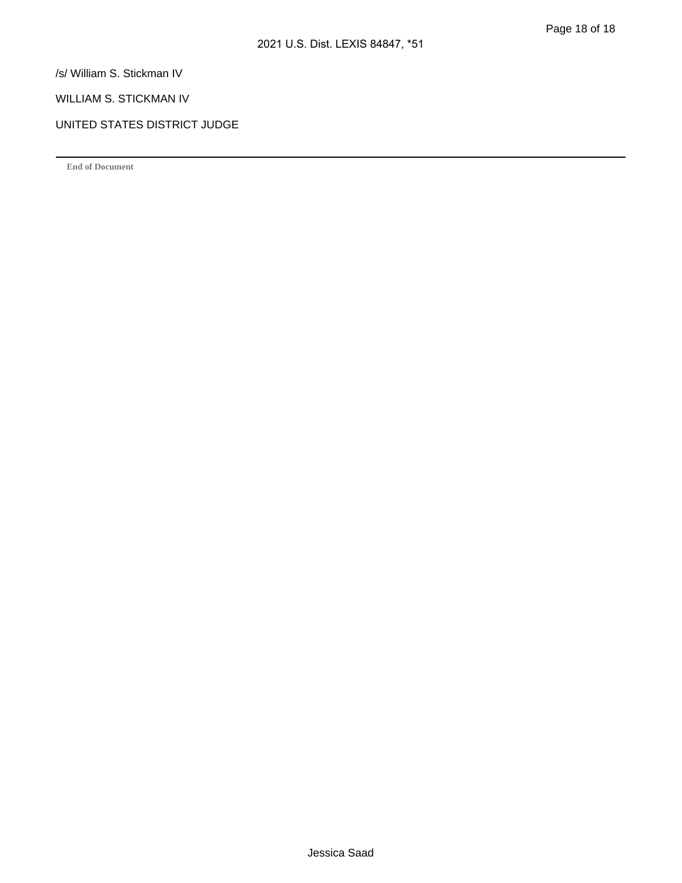/s/ William S. Stickman IV

WILLIAM S. STICKMAN IV

UNITED STATES DISTRICT JUDGE

---

**End of Document**